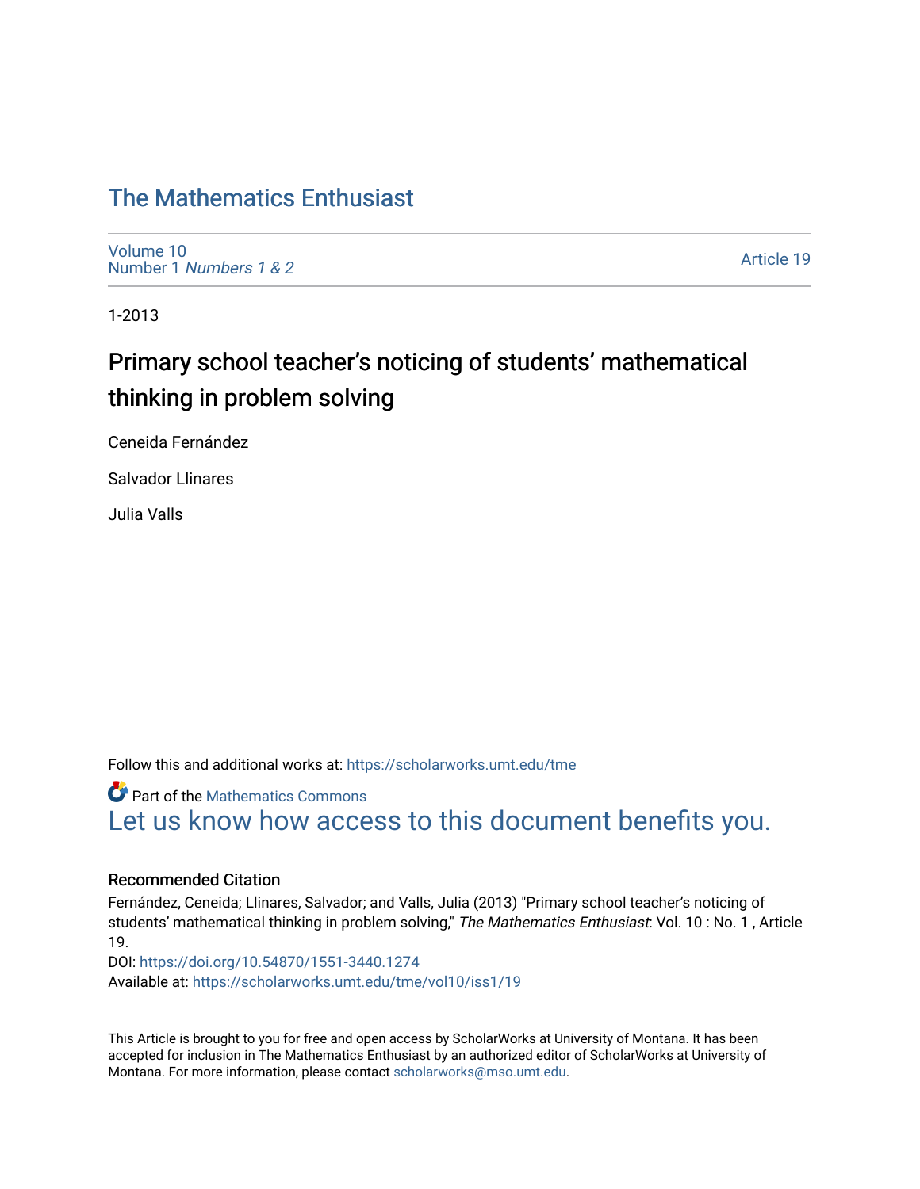# The Mathematics Enthusiast

Volume 10
Number 1 *Numbers 1 & 2*

Article 19

1-2013

## Primary school teacher's noticing of students' mathematical thinking in problem solving

Ceneida Fernández

Salvador Llinares

Julia Valls

Follow this and additional works at: https://scholarworks.umt.edu/tme

Part of the Mathematics Commons
Let us know how access to this document benefits you.

### Recommended Citation

Fernández, Ceneida; Llinares, Salvador; and Valls, Julia (2013) "Primary school teacher's noticing of students' mathematical thinking in problem solving," *The Mathematics Enthusiast*: Vol. 10 : No. 1 , Article 19.
DOI: https://doi.org/10.54870/1551-3440.1274
Available at: https://scholarworks.umt.edu/tme/vol10/iss1/19

This Article is brought to you for free and open access by ScholarWorks at University of Montana. It has been accepted for inclusion in The Mathematics Enthusiast by an authorized editor of ScholarWorks at University of Montana. For more information, please contact scholarworks@mso.umt.edu.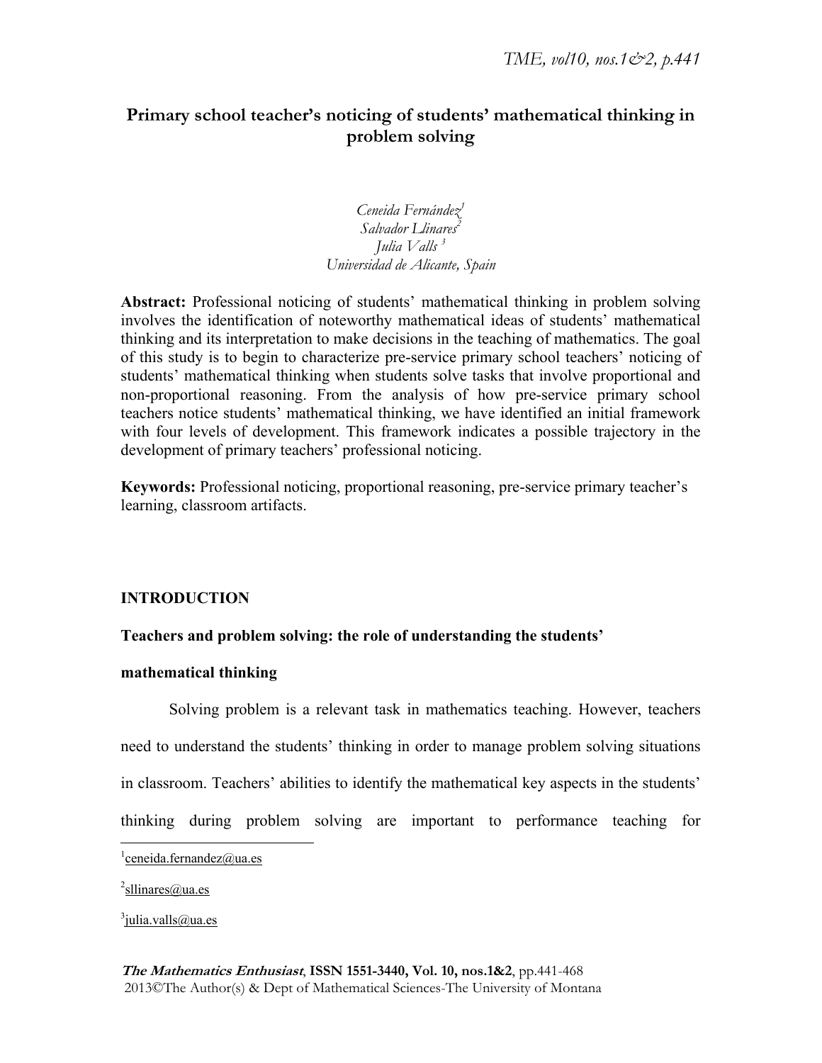# Primary school teacher's noticing of students' mathematical thinking in problem solving

*Ceneida Fernández*[1]
*Salvador Llinares*[2]
*Julia Valls*[3]
*Universidad de Alicante, Spain*

**Abstract:** Professional noticing of students' mathematical thinking in problem solving involves the identification of noteworthy mathematical ideas of students' mathematical thinking and its interpretation to make decisions in the teaching of mathematics. The goal of this study is to begin to characterize pre-service primary school teachers' noticing of students' mathematical thinking when students solve tasks that involve proportional and non-proportional reasoning. From the analysis of how pre-service primary school teachers notice students' mathematical thinking, we have identified an initial framework with four levels of development. This framework indicates a possible trajectory in the development of primary teachers' professional noticing.

**Keywords:** Professional noticing, proportional reasoning, pre-service primary teacher's learning, classroom artifacts.

## INTRODUCTION

### Teachers and problem solving: the role of understanding the students' mathematical thinking

Solving problem is a relevant task in mathematics teaching. However, teachers need to understand the students' thinking in order to manage problem solving situations in classroom. Teachers' abilities to identify the mathematical key aspects in the students' thinking during problem solving are important to performance teaching for

---

[1] ceneida.fernandez@ua.es

[2] sllinares@ua.es

[3] julia.valls@ua.es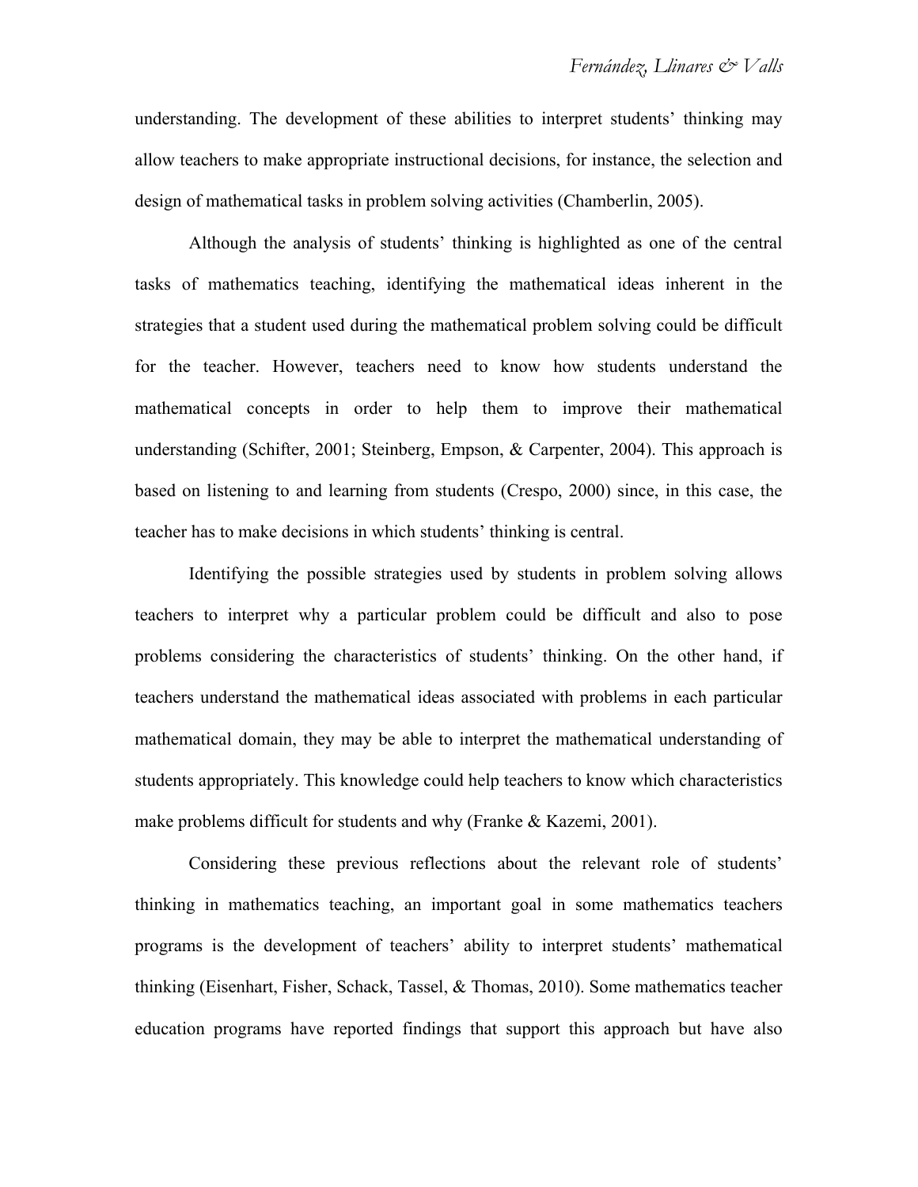understanding. The development of these abilities to interpret students' thinking may allow teachers to make appropriate instructional decisions, for instance, the selection and design of mathematical tasks in problem solving activities (Chamberlin, 2005).

Although the analysis of students' thinking is highlighted as one of the central tasks of mathematics teaching, identifying the mathematical ideas inherent in the strategies that a student used during the mathematical problem solving could be difficult for the teacher. However, teachers need to know how students understand the mathematical concepts in order to help them to improve their mathematical understanding (Schifter, 2001; Steinberg, Empson, & Carpenter, 2004). This approach is based on listening to and learning from students (Crespo, 2000) since, in this case, the teacher has to make decisions in which students' thinking is central.

Identifying the possible strategies used by students in problem solving allows teachers to interpret why a particular problem could be difficult and also to pose problems considering the characteristics of students' thinking. On the other hand, if teachers understand the mathematical ideas associated with problems in each particular mathematical domain, they may be able to interpret the mathematical understanding of students appropriately. This knowledge could help teachers to know which characteristics make problems difficult for students and why (Franke & Kazemi, 2001).

Considering these previous reflections about the relevant role of students' thinking in mathematics teaching, an important goal in some mathematics teachers programs is the development of teachers' ability to interpret students' mathematical thinking (Eisenhart, Fisher, Schack, Tassel, & Thomas, 2010). Some mathematics teacher education programs have reported findings that support this approach but have also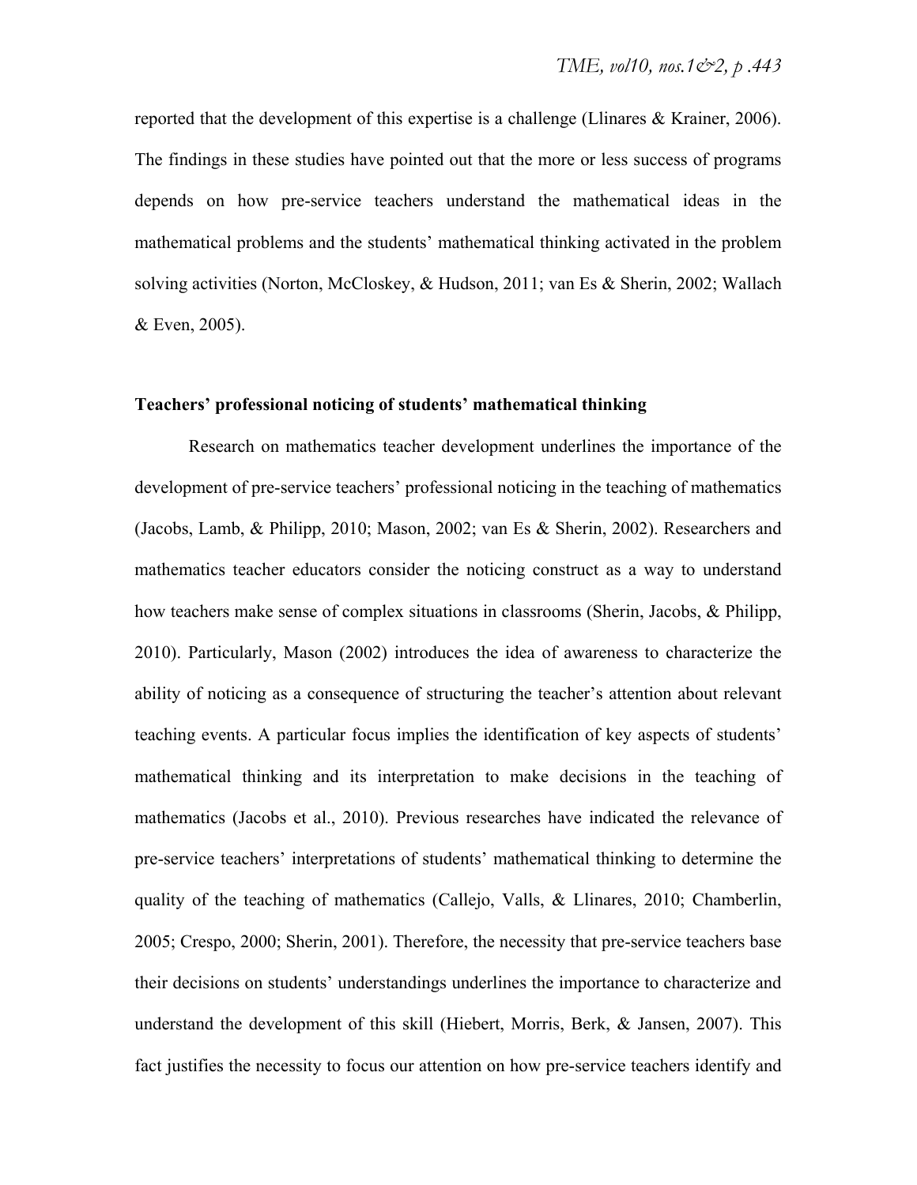reported that the development of this expertise is a challenge (Llinares & Krainer, 2006). The findings in these studies have pointed out that the more or less success of programs depends on how pre-service teachers understand the mathematical ideas in the mathematical problems and the students' mathematical thinking activated in the problem solving activities (Norton, McCloskey, & Hudson, 2011; van Es & Sherin, 2002; Wallach & Even, 2005).

**Teachers' professional noticing of students' mathematical thinking**

Research on mathematics teacher development underlines the importance of the development of pre-service teachers' professional noticing in the teaching of mathematics (Jacobs, Lamb, & Philipp, 2010; Mason, 2002; van Es & Sherin, 2002). Researchers and mathematics teacher educators consider the noticing construct as a way to understand how teachers make sense of complex situations in classrooms (Sherin, Jacobs, & Philipp, 2010). Particularly, Mason (2002) introduces the idea of awareness to characterize the ability of noticing as a consequence of structuring the teacher's attention about relevant teaching events. A particular focus implies the identification of key aspects of students' mathematical thinking and its interpretation to make decisions in the teaching of mathematics (Jacobs et al., 2010). Previous researches have indicated the relevance of pre-service teachers' interpretations of students' mathematical thinking to determine the quality of the teaching of mathematics (Callejo, Valls, & Llinares, 2010; Chamberlin, 2005; Crespo, 2000; Sherin, 2001). Therefore, the necessity that pre-service teachers base their decisions on students' understandings underlines the importance to characterize and understand the development of this skill (Hiebert, Morris, Berk, & Jansen, 2007). This fact justifies the necessity to focus our attention on how pre-service teachers identify and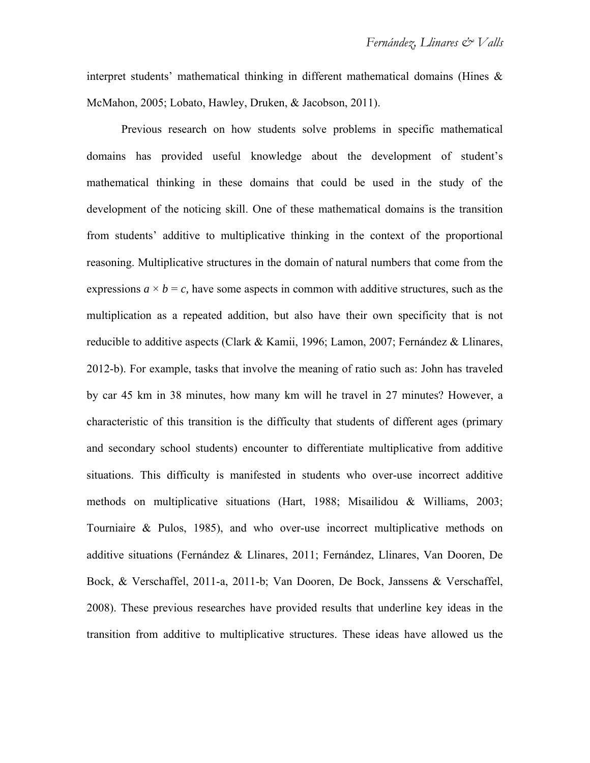interpret students' mathematical thinking in different mathematical domains (Hines & McMahon, 2005; Lobato, Hawley, Druken, & Jacobson, 2011).

Previous research on how students solve problems in specific mathematical domains has provided useful knowledge about the development of student's mathematical thinking in these domains that could be used in the study of the development of the noticing skill. One of these mathematical domains is the transition from students' additive to multiplicative thinking in the context of the proportional reasoning. Multiplicative structures in the domain of natural numbers that come from the expressions $a \times b = c$, have some aspects in common with additive structures, such as the multiplication as a repeated addition, but also have their own specificity that is not reducible to additive aspects (Clark & Kamii, 1996; Lamon, 2007; Fernández & Llinares, 2012-b). For example, tasks that involve the meaning of ratio such as: John has traveled by car 45 km in 38 minutes, how many km will he travel in 27 minutes? However, a characteristic of this transition is the difficulty that students of different ages (primary and secondary school students) encounter to differentiate multiplicative from additive situations. This difficulty is manifested in students who over-use incorrect additive methods on multiplicative situations (Hart, 1988; Misailidou & Williams, 2003; Tourniaire & Pulos, 1985), and who over-use incorrect multiplicative methods on additive situations (Fernández & Llinares, 2011; Fernández, Llinares, Van Dooren, De Bock, & Verschaffel, 2011-a, 2011-b; Van Dooren, De Bock, Janssens & Verschaffel, 2008). These previous researches have provided results that underline key ideas in the transition from additive to multiplicative structures. These ideas have allowed us the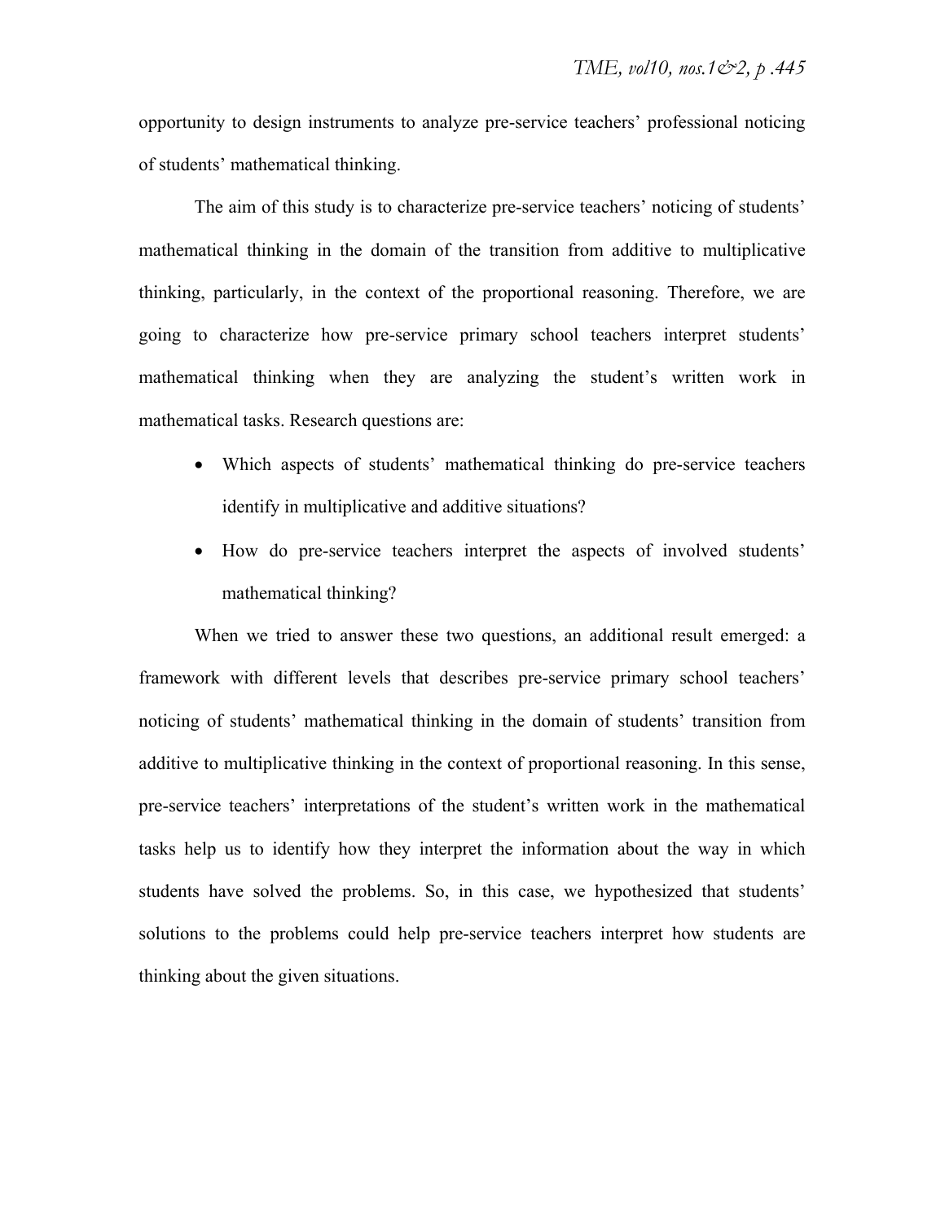opportunity to design instruments to analyze pre-service teachers' professional noticing of students' mathematical thinking.

The aim of this study is to characterize pre-service teachers' noticing of students' mathematical thinking in the domain of the transition from additive to multiplicative thinking, particularly, in the context of the proportional reasoning. Therefore, we are going to characterize how pre-service primary school teachers interpret students' mathematical thinking when they are analyzing the student's written work in mathematical tasks. Research questions are:

- Which aspects of students' mathematical thinking do pre-service teachers identify in multiplicative and additive situations?
- How do pre-service teachers interpret the aspects of involved students' mathematical thinking?

When we tried to answer these two questions, an additional result emerged: a framework with different levels that describes pre-service primary school teachers' noticing of students' mathematical thinking in the domain of students' transition from additive to multiplicative thinking in the context of proportional reasoning. In this sense, pre-service teachers' interpretations of the student's written work in the mathematical tasks help us to identify how they interpret the information about the way in which students have solved the problems. So, in this case, we hypothesized that students' solutions to the problems could help pre-service teachers interpret how students are thinking about the given situations.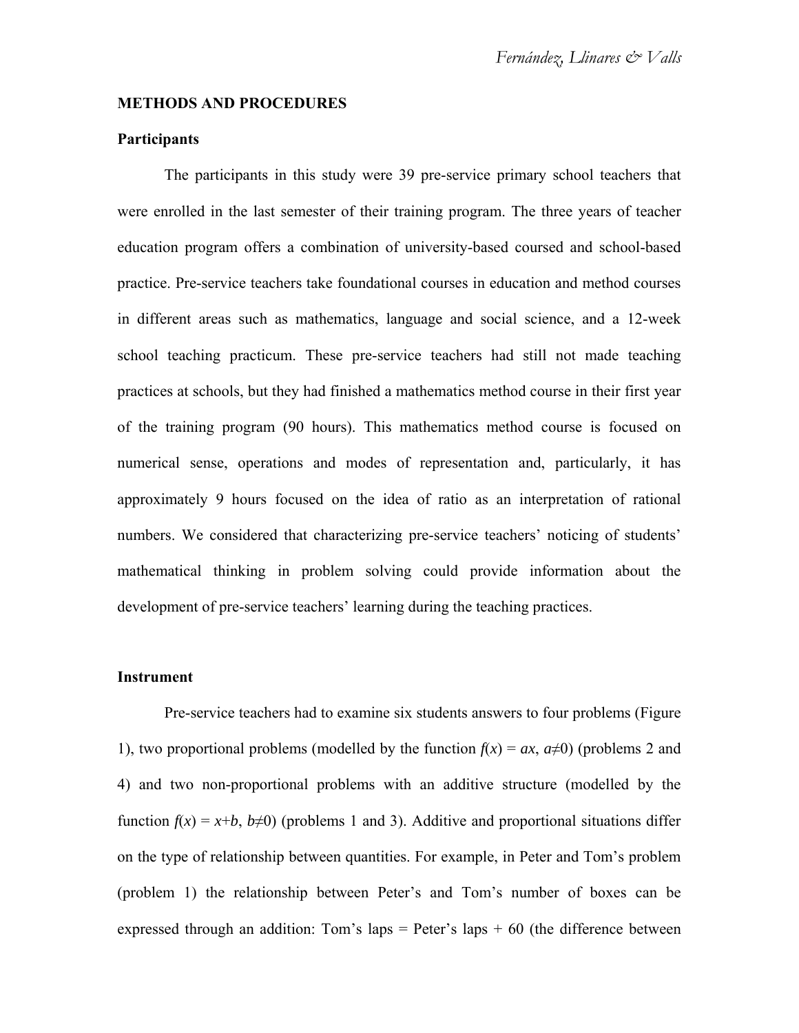## METHODS AND PROCEDURES

### Participants

The participants in this study were 39 pre-service primary school teachers that were enrolled in the last semester of their training program. The three years of teacher education program offers a combination of university-based coursed and school-based practice. Pre-service teachers take foundational courses in education and method courses in different areas such as mathematics, language and social science, and a 12-week school teaching practicum. These pre-service teachers had still not made teaching practices at schools, but they had finished a mathematics method course in their first year of the training program (90 hours). This mathematics method course is focused on numerical sense, operations and modes of representation and, particularly, it has approximately 9 hours focused on the idea of ratio as an interpretation of rational numbers. We considered that characterizing pre-service teachers' noticing of students' mathematical thinking in problem solving could provide information about the development of pre-service teachers' learning during the teaching practices.

### Instrument

Pre-service teachers had to examine six students answers to four problems (Figure 1), two proportional problems (modelled by the function $f(x) = ax$, $a \neq 0$) (problems 2 and 4) and two non-proportional problems with an additive structure (modelled by the function $f(x) = x+b$, $b \neq 0$) (problems 1 and 3). Additive and proportional situations differ on the type of relationship between quantities. For example, in Peter and Tom's problem (problem 1) the relationship between Peter's and Tom's number of boxes can be expressed through an addition: Tom's laps = Peter's laps + 60 (the difference between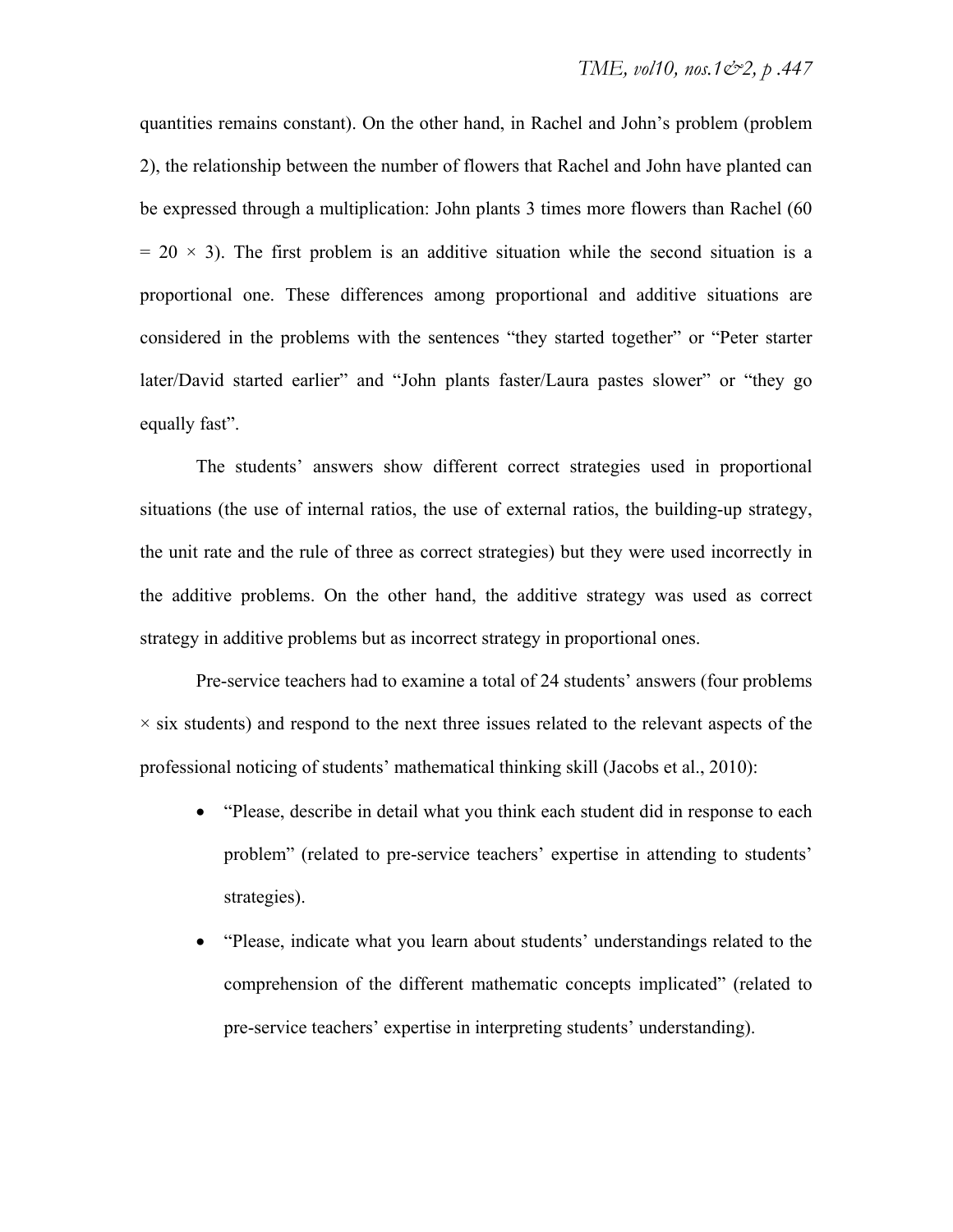quantities remains constant). On the other hand, in Rachel and John's problem (problem 2), the relationship between the number of flowers that Rachel and John have planted can be expressed through a multiplication: John plants 3 times more flowers than Rachel ($60 = 20 \times 3$). The first problem is an additive situation while the second situation is a proportional one. These differences among proportional and additive situations are considered in the problems with the sentences "they started together" or "Peter starter later/David started earlier" and "John plants faster/Laura pastes slower" or "they go equally fast".

The students' answers show different correct strategies used in proportional situations (the use of internal ratios, the use of external ratios, the building-up strategy, the unit rate and the rule of three as correct strategies) but they were used incorrectly in the additive problems. On the other hand, the additive strategy was used as correct strategy in additive problems but as incorrect strategy in proportional ones.

Pre-service teachers had to examine a total of 24 students' answers (four problems × six students) and respond to the next three issues related to the relevant aspects of the professional noticing of students' mathematical thinking skill (Jacobs et al., 2010):

- "Please, describe in detail what you think each student did in response to each problem" (related to pre-service teachers' expertise in attending to students' strategies).
- "Please, indicate what you learn about students' understandings related to the comprehension of the different mathematic concepts implicated" (related to pre-service teachers' expertise in interpreting students' understanding).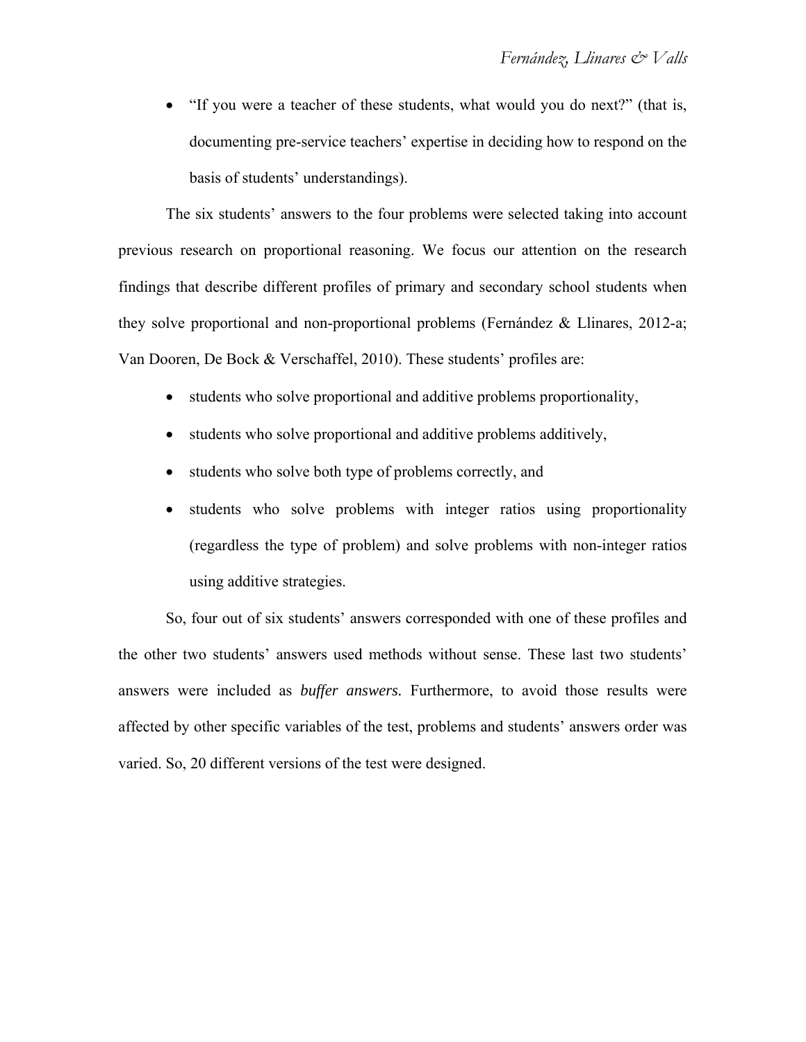- "If you were a teacher of these students, what would you do next?" (that is, documenting pre-service teachers' expertise in deciding how to respond on the basis of students' understandings).

The six students' answers to the four problems were selected taking into account previous research on proportional reasoning. We focus our attention on the research findings that describe different profiles of primary and secondary school students when they solve proportional and non-proportional problems (Fernández & Llinares, 2012-a; Van Dooren, De Bock & Verschaffel, 2010). These students' profiles are:

- students who solve proportional and additive problems proportionality,
- students who solve proportional and additive problems additively,
- students who solve both type of problems correctly, and
- students who solve problems with integer ratios using proportionality (regardless the type of problem) and solve problems with non-integer ratios using additive strategies.

So, four out of six students' answers corresponded with one of these profiles and the other two students' answers used methods without sense. These last two students' answers were included as *buffer answers.* Furthermore, to avoid those results were affected by other specific variables of the test, problems and students' answers order was varied. So, 20 different versions of the test were designed.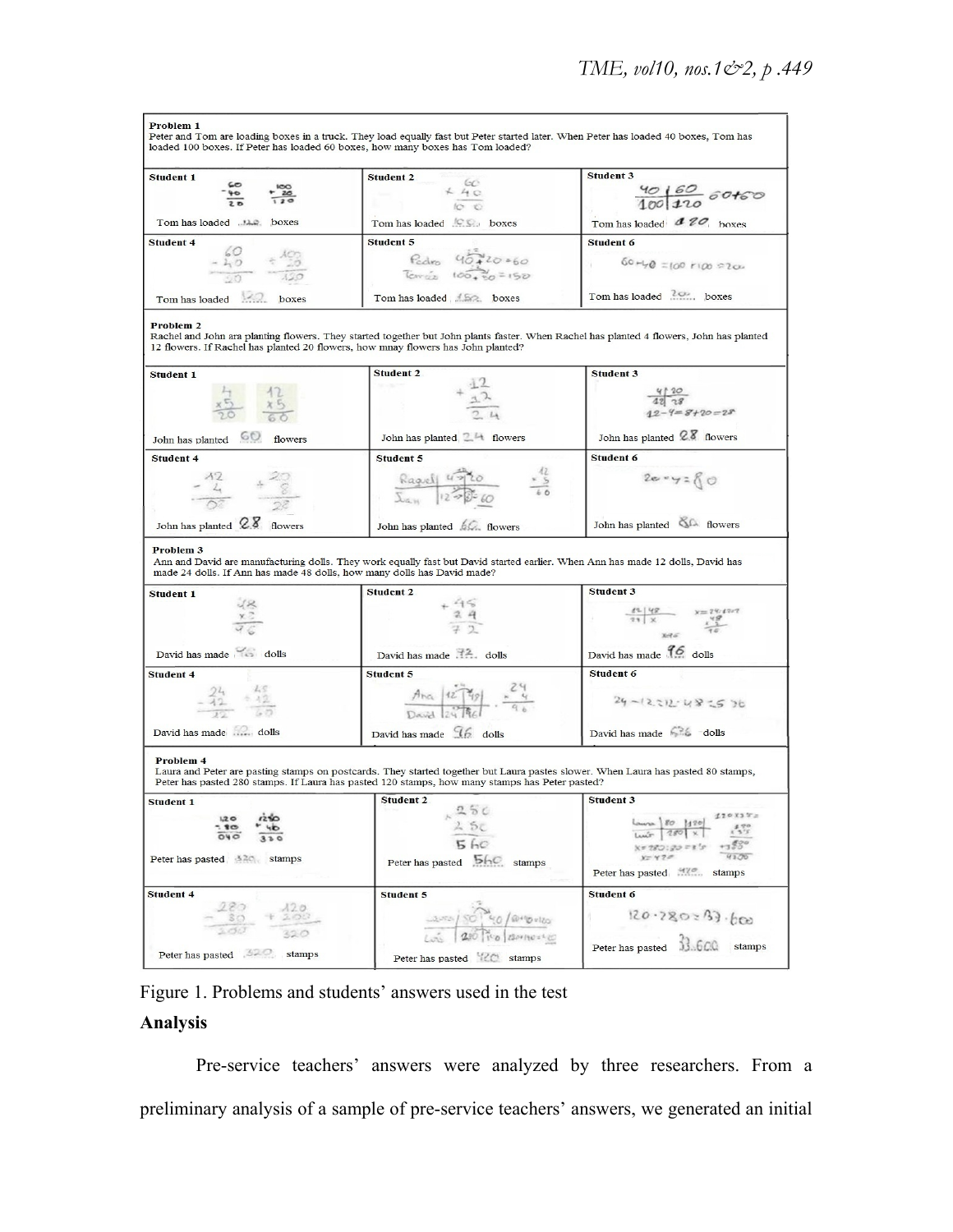| **Problem 1** Peter and Tom are loading boxes in a truck. They load equally fast but Peter started later. When Peter has loaded 40 boxes, Tom has loaded 100 boxes. If Peter has loaded 60 boxes, how many boxes has Tom loaded? | | |
|---|---|---|
| **Student 1** Tom has loaded 120 boxes | **Student 2** Tom has loaded 150 boxes | **Student 3** Tom has loaded 120 boxes |
| **Student 4** Tom has loaded 120 boxes | **Student 5** Tom has loaded 150 boxes | **Student 6** Tom has loaded 200 boxes |
| **Problem 2** Rachel and John ara planting flowers. They started together but John plants faster. When Rachel has planted 4 flowers, John has planted 12 flowers. If Rachel has planted 20 flowers, how mnay flowers has John planted? | | |
| **Student 1** John has planted 60 flowers | **Student 2** John has planted 24 flowers | **Student 3** John has planted 28 flowers |
| **Student 4** John has planted 28 flowers | **Student 5** John has planted 60 flowers | **Student 6** John has planted 80 flowers |
| **Problem 3** Ann and David are manufacturing dolls. They work equally fast but David started earlier. When Ann has made 12 dolls, David has made 24 dolls. If Ann has made 48 dolls, how many dolls has David made? | | |
| **Student 1** David has made 96 dolls | **Student 2** David has made 72 dolls | **Student 3** David has made 96 dolls |
| **Student 4** David has made 60 dolls | **Student 5** David has made 96 dolls | **Student 6** David has made 576 dolls |
| **Problem 4** Laura and Peter are pasting stamps on postcards. They started together but Laura pastes slower. When Laura has pasted 80 stamps, Peter has pasted 280 stamps. If Laura has pasted 120 stamps, how many stamps has Peter pasted? | | |
| **Student 1** Peter has pasted 320 stamps | **Student 2** Peter has pasted 560 stamps | **Student 3** Peter has pasted 420 stamps |
| **Student 4** Peter has pasted 320 stamps | **Student 5** Peter has pasted 420 stamps | **Student 6** Peter has pasted 33.600 stamps |

Figure 1. Problems and students' answers used in the test

## Analysis

Pre-service teachers' answers were analyzed by three researchers. From a preliminary analysis of a sample of pre-service teachers' answers, we generated an initial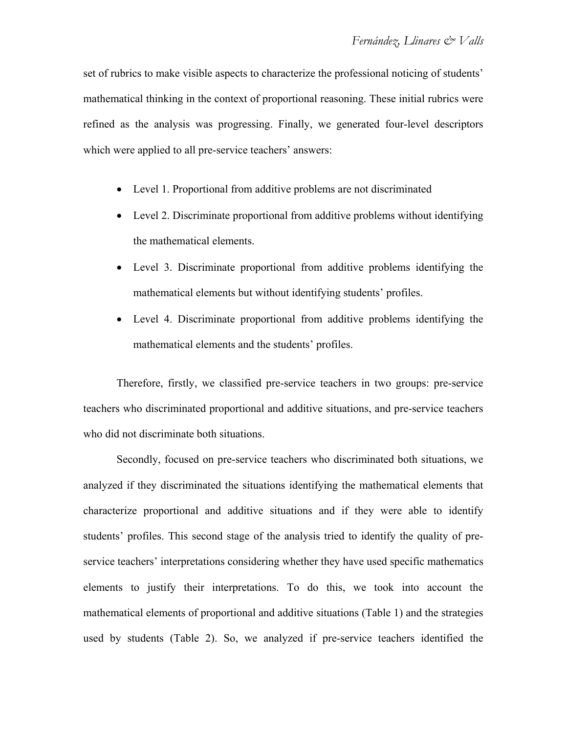set of rubrics to make visible aspects to characterize the professional noticing of students' mathematical thinking in the context of proportional reasoning. These initial rubrics were refined as the analysis was progressing. Finally, we generated four-level descriptors which were applied to all pre-service teachers' answers:

- Level 1. Proportional from additive problems are not discriminated
- Level 2. Discriminate proportional from additive problems without identifying the mathematical elements.
- Level 3. Discriminate proportional from additive problems identifying the mathematical elements but without identifying students' profiles.
- Level 4. Discriminate proportional from additive problems identifying the mathematical elements and the students' profiles.

Therefore, firstly, we classified pre-service teachers in two groups: pre-service teachers who discriminated proportional and additive situations, and pre-service teachers who did not discriminate both situations.

Secondly, focused on pre-service teachers who discriminated both situations, we analyzed if they discriminated the situations identifying the mathematical elements that characterize proportional and additive situations and if they were able to identify students' profiles. This second stage of the analysis tried to identify the quality of pre-service teachers' interpretations considering whether they have used specific mathematics elements to justify their interpretations. To do this, we took into account the mathematical elements of proportional and additive situations (Table 1) and the strategies used by students (Table 2). So, we analyzed if pre-service teachers identified the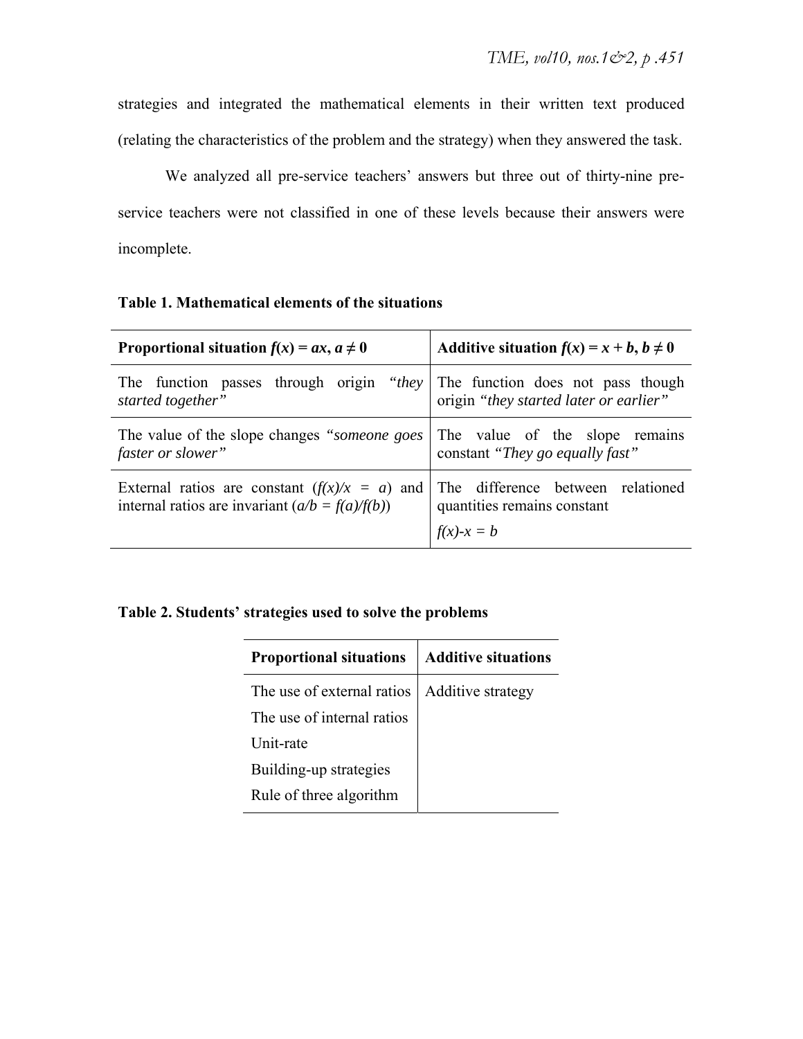strategies and integrated the mathematical elements in their written text produced (relating the characteristics of the problem and the strategy) when they answered the task.

We analyzed all pre-service teachers' answers but three out of thirty-nine pre-service teachers were not classified in one of these levels because their answers were incomplete.

**Table 1. Mathematical elements of the situations**

| **Proportional situation $f(x) = ax$, $a \neq 0$** | **Additive situation $f(x) = x + b$, $b \neq 0$** |
|---|---|
| The function passes through origin *"they started together"* | The function does not pass though origin *"they started later or earlier"* |
| The value of the slope changes *"someone goes faster or slower"* | The value of the slope remains constant *"They go equally fast"* |
| External ratios are constant ($f(x)/x = a$) and internal ratios are invariant ($a/b = f(a)/f(b)$) | The difference between relationed quantities remains constant $f(x)-x = b$ |

**Table 2. Students' strategies used to solve the problems**

| **Proportional situations** | **Additive situations** |
|---|---|
| The use of external ratios | Additive strategy |
| The use of internal ratios | |
| Unit-rate | |
| Building-up strategies | |
| Rule of three algorithm | |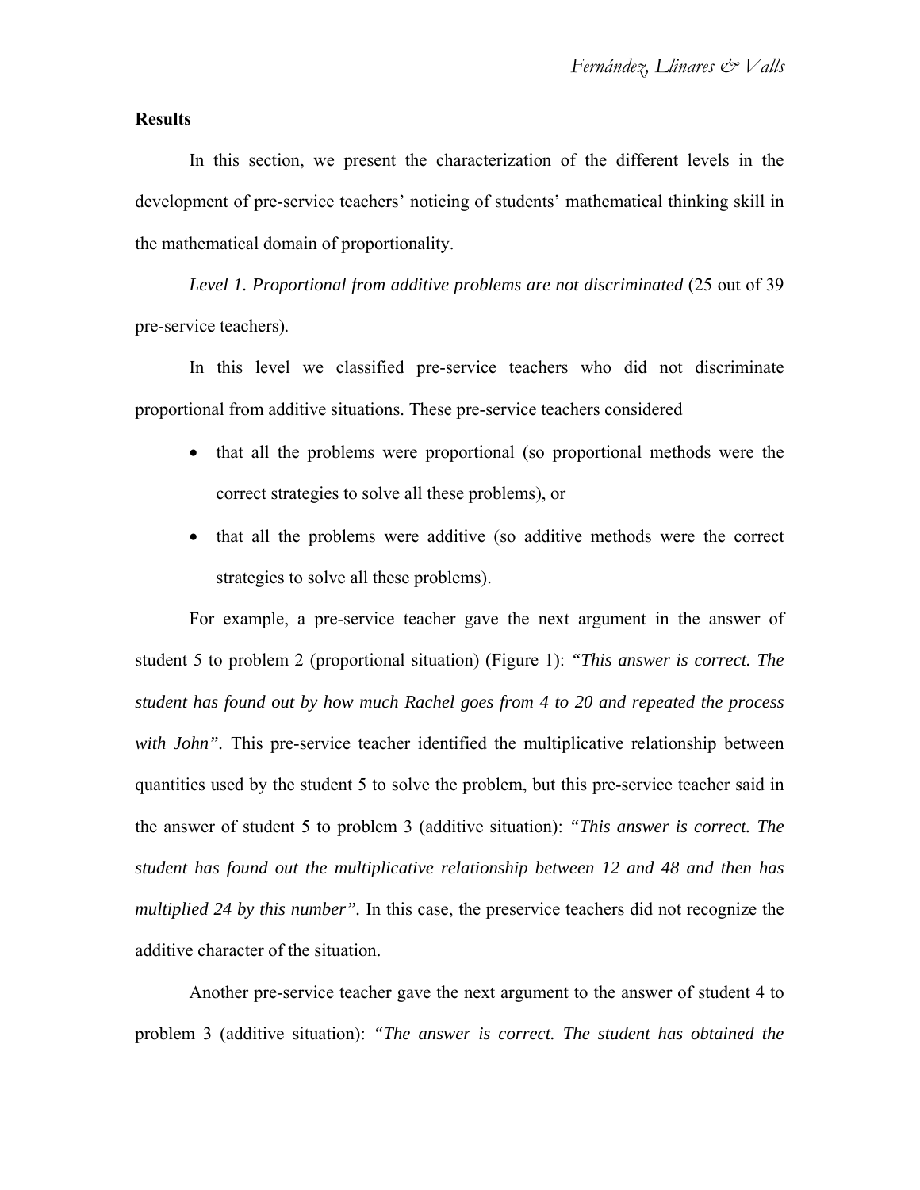## Results

In this section, we present the characterization of the different levels in the development of pre-service teachers' noticing of students' mathematical thinking skill in the mathematical domain of proportionality.

*Level 1. Proportional from additive problems are not discriminated* (25 out of 39 pre-service teachers).

In this level we classified pre-service teachers who did not discriminate proportional from additive situations. These pre-service teachers considered

- that all the problems were proportional (so proportional methods were the correct strategies to solve all these problems), or
- that all the problems were additive (so additive methods were the correct strategies to solve all these problems).

For example, a pre-service teacher gave the next argument in the answer of student 5 to problem 2 (proportional situation) (Figure 1): *"This answer is correct. The student has found out by how much Rachel goes from 4 to 20 and repeated the process with John"*. This pre-service teacher identified the multiplicative relationship between quantities used by the student 5 to solve the problem, but this pre-service teacher said in the answer of student 5 to problem 3 (additive situation): *"This answer is correct. The student has found out the multiplicative relationship between 12 and 48 and then has multiplied 24 by this number"*. In this case, the preservice teachers did not recognize the additive character of the situation.

Another pre-service teacher gave the next argument to the answer of student 4 to problem 3 (additive situation): *"The answer is correct. The student has obtained the*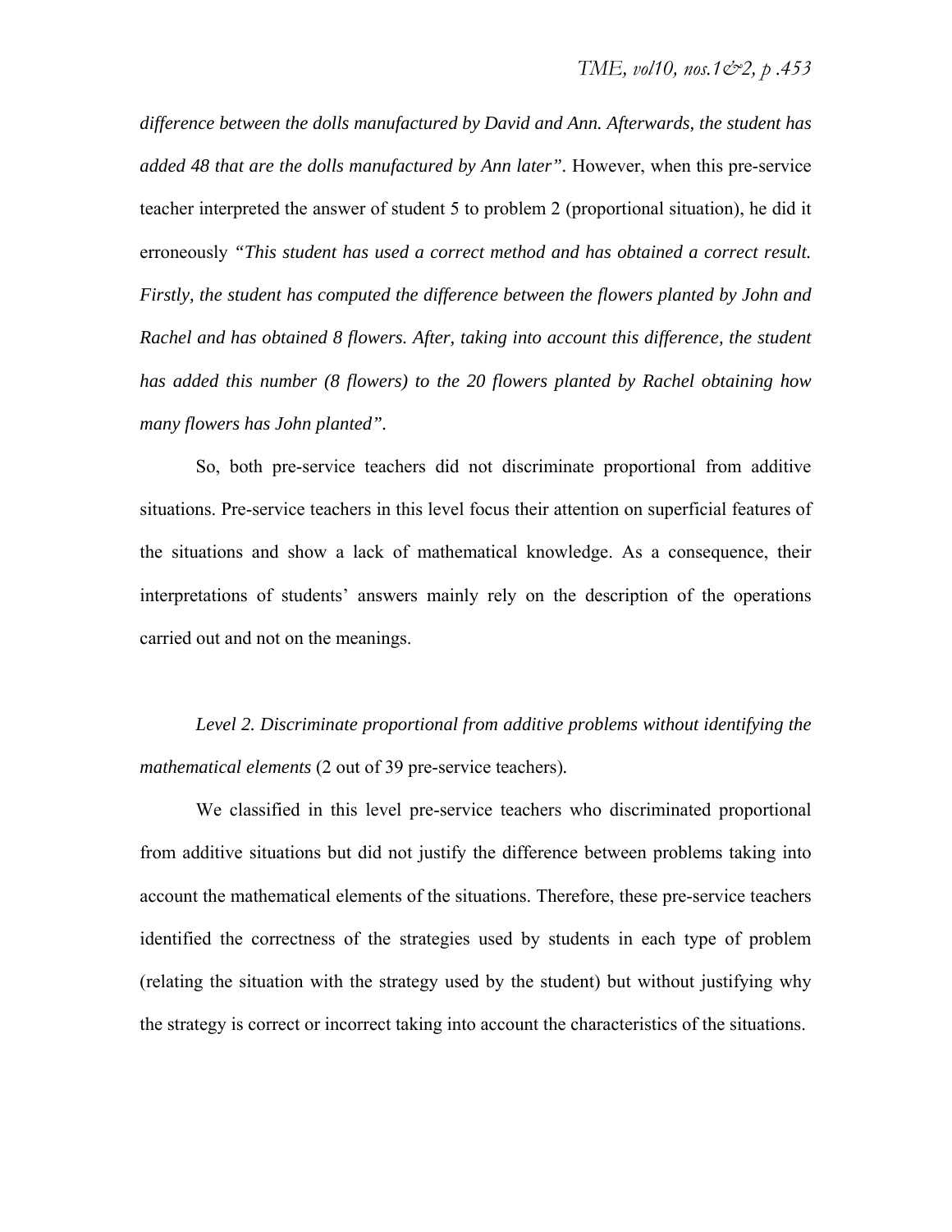*difference between the dolls manufactured by David and Ann. Afterwards, the student has added 48 that are the dolls manufactured by Ann later".* However, when this pre-service teacher interpreted the answer of student 5 to problem 2 (proportional situation), he did it erroneously *"This student has used a correct method and has obtained a correct result. Firstly, the student has computed the difference between the flowers planted by John and Rachel and has obtained 8 flowers. After, taking into account this difference, the student has added this number (8 flowers) to the 20 flowers planted by Rachel obtaining how many flowers has John planted".*

So, both pre-service teachers did not discriminate proportional from additive situations. Pre-service teachers in this level focus their attention on superficial features of the situations and show a lack of mathematical knowledge. As a consequence, their interpretations of students' answers mainly rely on the description of the operations carried out and not on the meanings.

*Level 2. Discriminate proportional from additive problems without identifying the mathematical elements* (2 out of 39 pre-service teachers).

We classified in this level pre-service teachers who discriminated proportional from additive situations but did not justify the difference between problems taking into account the mathematical elements of the situations. Therefore, these pre-service teachers identified the correctness of the strategies used by students in each type of problem (relating the situation with the strategy used by the student) but without justifying why the strategy is correct or incorrect taking into account the characteristics of the situations.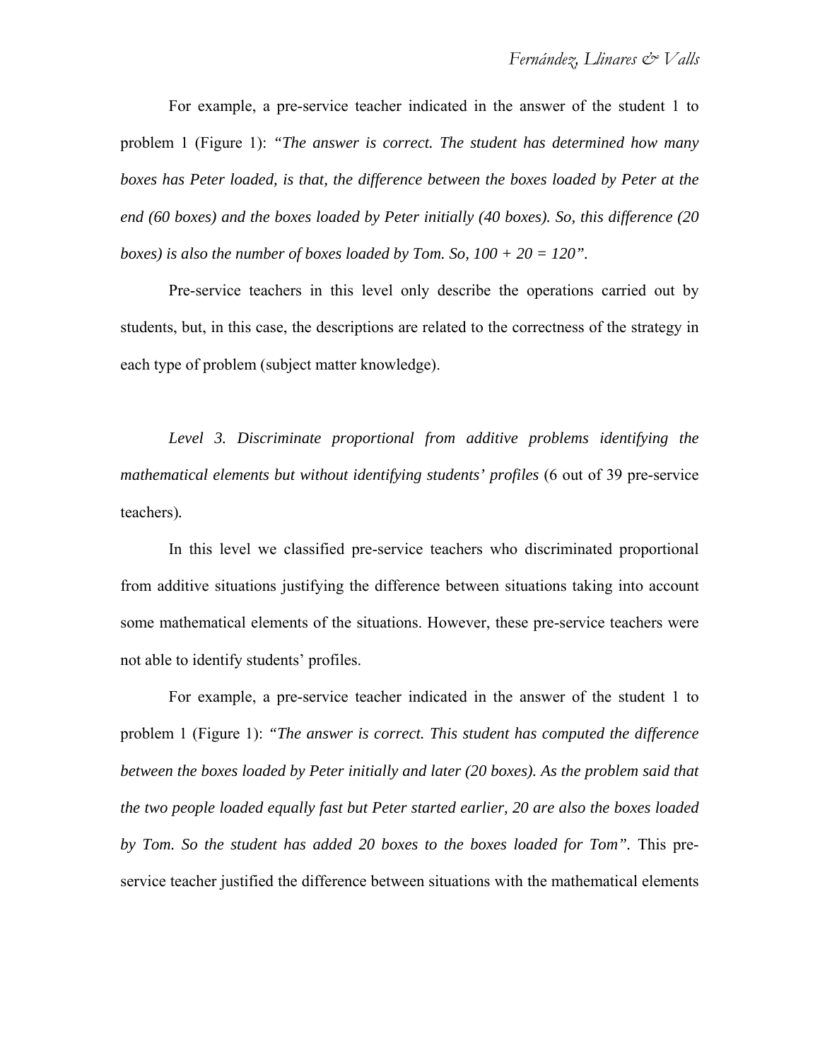For example, a pre-service teacher indicated in the answer of the student 1 to problem 1 (Figure 1): *"The answer is correct. The student has determined how many boxes has Peter loaded, is that, the difference between the boxes loaded by Peter at the end (60 boxes) and the boxes loaded by Peter initially (40 boxes). So, this difference (20 boxes) is also the number of boxes loaded by Tom. So, 100 + 20 = 120"*.

Pre-service teachers in this level only describe the operations carried out by students, but, in this case, the descriptions are related to the correctness of the strategy in each type of problem (subject matter knowledge).

*Level 3. Discriminate proportional from additive problems identifying the mathematical elements but without identifying students' profiles* (6 out of 39 pre-service teachers).

In this level we classified pre-service teachers who discriminated proportional from additive situations justifying the difference between situations taking into account some mathematical elements of the situations. However, these pre-service teachers were not able to identify students' profiles.

For example, a pre-service teacher indicated in the answer of the student 1 to problem 1 (Figure 1): *"The answer is correct. This student has computed the difference between the boxes loaded by Peter initially and later (20 boxes). As the problem said that the two people loaded equally fast but Peter started earlier, 20 are also the boxes loaded by Tom. So the student has added 20 boxes to the boxes loaded for Tom"*. This pre-service teacher justified the difference between situations with the mathematical elements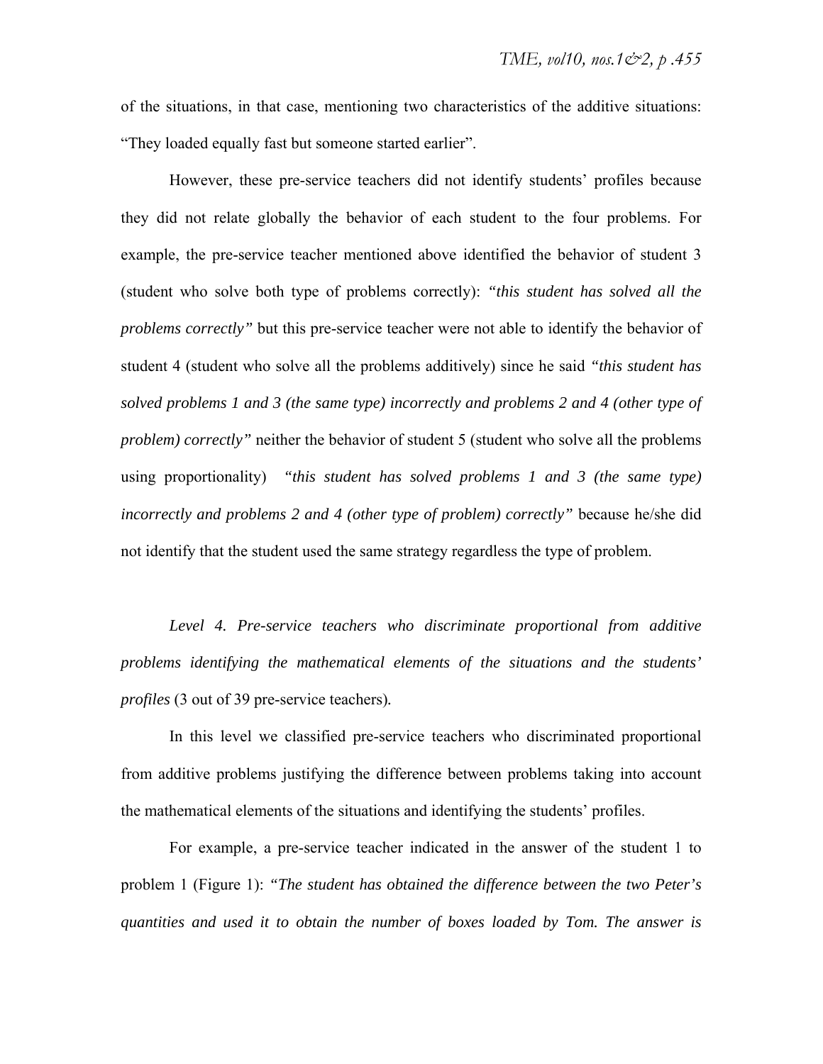of the situations, in that case, mentioning two characteristics of the additive situations: “They loaded equally fast but someone started earlier”.

However, these pre-service teachers did not identify students’ profiles because they did not relate globally the behavior of each student to the four problems. For example, the pre-service teacher mentioned above identified the behavior of student 3 (student who solve both type of problems correctly): *“this student has solved all the problems correctly”* but this pre-service teacher were not able to identify the behavior of student 4 (student who solve all the problems additively) since he said *“this student has solved problems 1 and 3 (the same type) incorrectly and problems 2 and 4 (other type of problem) correctly”* neither the behavior of student 5 (student who solve all the problems using proportionality) *“this student has solved problems 1 and 3 (the same type) incorrectly and problems 2 and 4 (other type of problem) correctly”* because he/she did not identify that the student used the same strategy regardless the type of problem.

*Level 4. Pre-service teachers who discriminate proportional from additive problems identifying the mathematical elements of the situations and the students’ profiles* (3 out of 39 pre-service teachers).

In this level we classified pre-service teachers who discriminated proportional from additive problems justifying the difference between problems taking into account the mathematical elements of the situations and identifying the students’ profiles.

For example, a pre-service teacher indicated in the answer of the student 1 to problem 1 (Figure 1): *“The student has obtained the difference between the two Peter’s quantities and used it to obtain the number of boxes loaded by Tom. The answer is*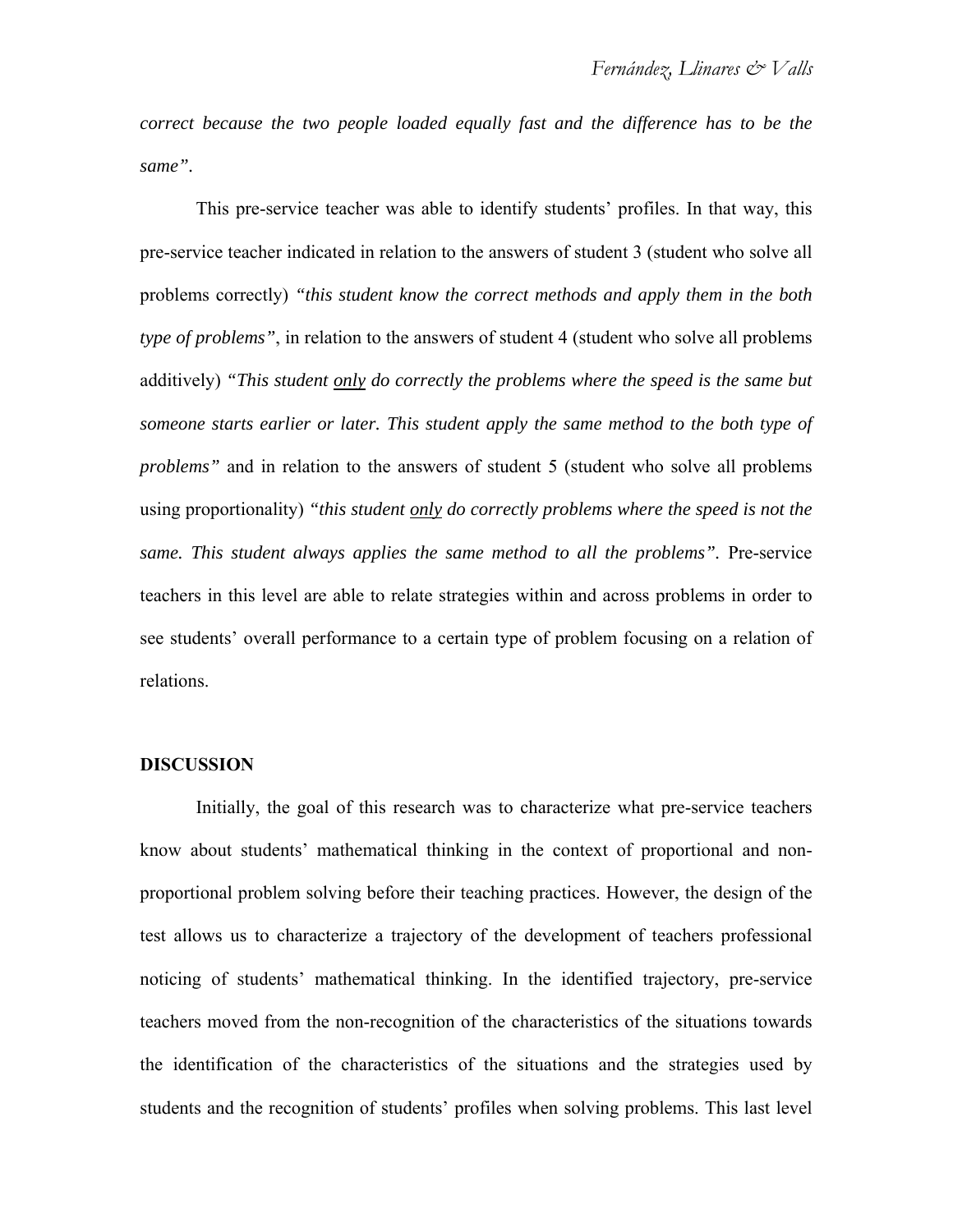*correct because the two people loaded equally fast and the difference has to be the same".*

This pre-service teacher was able to identify students' profiles. In that way, this pre-service teacher indicated in relation to the answers of student 3 (student who solve all problems correctly) *"this student know the correct methods and apply them in the both type of problems"*, in relation to the answers of student 4 (student who solve all problems additively) *"This student <u>only</u> do correctly the problems where the speed is the same but someone starts earlier or later. This student apply the same method to the both type of problems"* and in relation to the answers of student 5 (student who solve all problems using proportionality) *"this student <u>only</u> do correctly problems where the speed is not the same. This student always applies the same method to all the problems".* Pre-service teachers in this level are able to relate strategies within and across problems in order to see students' overall performance to a certain type of problem focusing on a relation of relations.

## DISCUSSION

Initially, the goal of this research was to characterize what pre-service teachers know about students' mathematical thinking in the context of proportional and non-proportional problem solving before their teaching practices. However, the design of the test allows us to characterize a trajectory of the development of teachers professional noticing of students' mathematical thinking. In the identified trajectory, pre-service teachers moved from the non-recognition of the characteristics of the situations towards the identification of the characteristics of the situations and the strategies used by students and the recognition of students' profiles when solving problems. This last level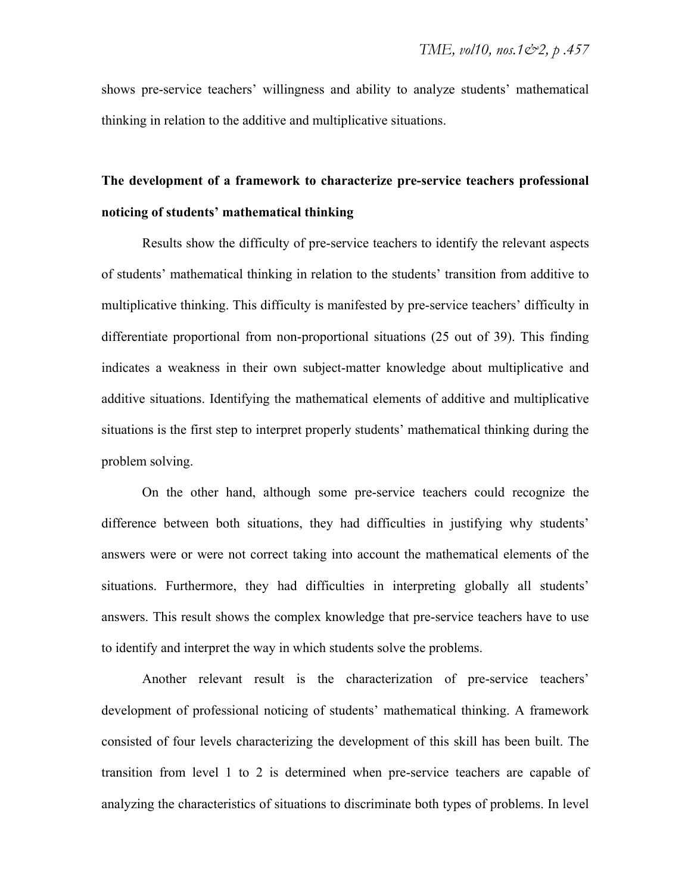shows pre-service teachers' willingness and ability to analyze students' mathematical thinking in relation to the additive and multiplicative situations.

**The development of a framework to characterize pre-service teachers professional noticing of students' mathematical thinking**

Results show the difficulty of pre-service teachers to identify the relevant aspects of students' mathematical thinking in relation to the students' transition from additive to multiplicative thinking. This difficulty is manifested by pre-service teachers' difficulty in differentiate proportional from non-proportional situations (25 out of 39). This finding indicates a weakness in their own subject-matter knowledge about multiplicative and additive situations. Identifying the mathematical elements of additive and multiplicative situations is the first step to interpret properly students' mathematical thinking during the problem solving.

On the other hand, although some pre-service teachers could recognize the difference between both situations, they had difficulties in justifying why students' answers were or were not correct taking into account the mathematical elements of the situations. Furthermore, they had difficulties in interpreting globally all students' answers. This result shows the complex knowledge that pre-service teachers have to use to identify and interpret the way in which students solve the problems.

Another relevant result is the characterization of pre-service teachers' development of professional noticing of students' mathematical thinking. A framework consisted of four levels characterizing the development of this skill has been built. The transition from level 1 to 2 is determined when pre-service teachers are capable of analyzing the characteristics of situations to discriminate both types of problems. In level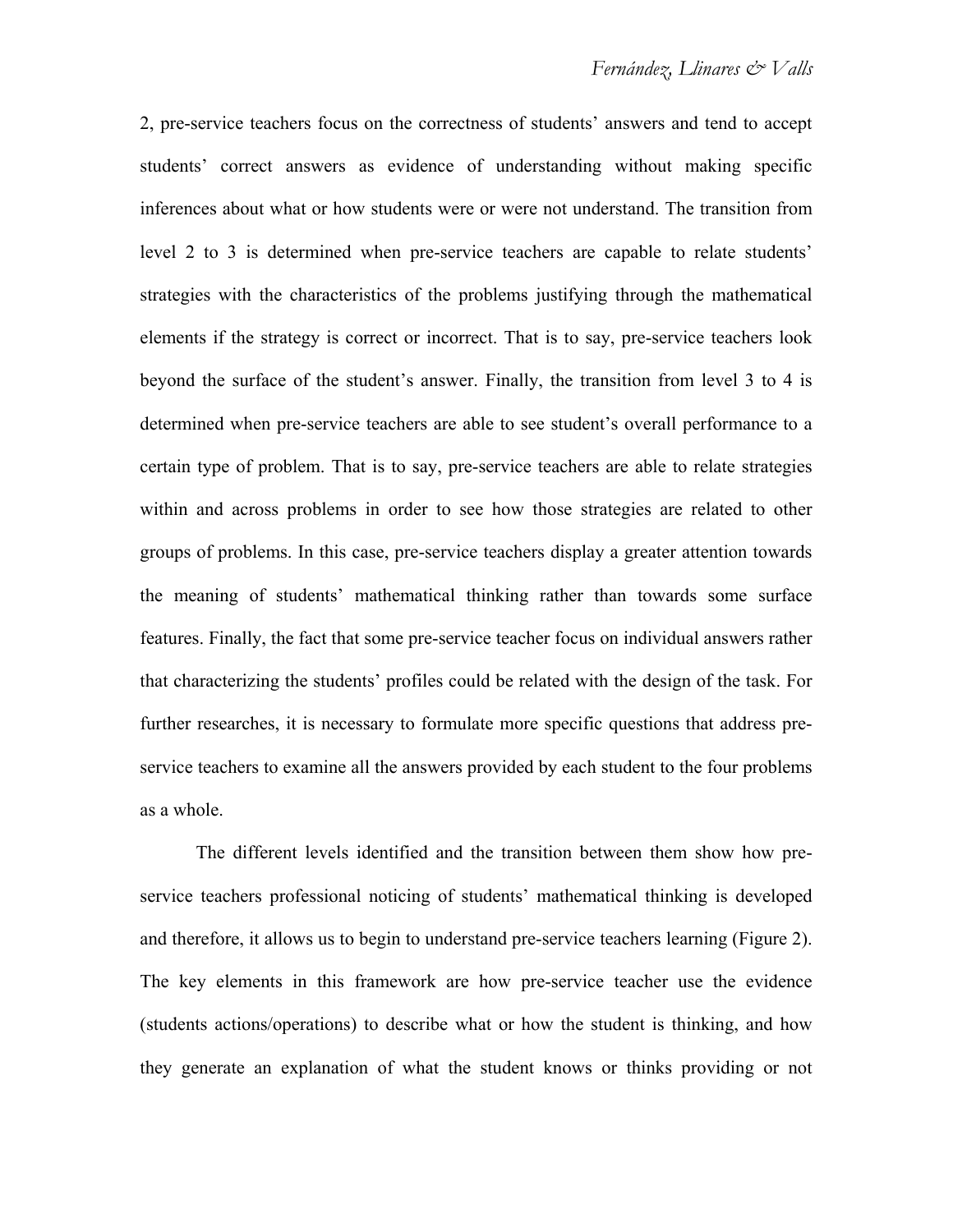2, pre-service teachers focus on the correctness of students' answers and tend to accept students' correct answers as evidence of understanding without making specific inferences about what or how students were or were not understand. The transition from level 2 to 3 is determined when pre-service teachers are capable to relate students' strategies with the characteristics of the problems justifying through the mathematical elements if the strategy is correct or incorrect. That is to say, pre-service teachers look beyond the surface of the student's answer. Finally, the transition from level 3 to 4 is determined when pre-service teachers are able to see student's overall performance to a certain type of problem. That is to say, pre-service teachers are able to relate strategies within and across problems in order to see how those strategies are related to other groups of problems. In this case, pre-service teachers display a greater attention towards the meaning of students' mathematical thinking rather than towards some surface features. Finally, the fact that some pre-service teacher focus on individual answers rather that characterizing the students' profiles could be related with the design of the task. For further researches, it is necessary to formulate more specific questions that address pre-service teachers to examine all the answers provided by each student to the four problems as a whole.

The different levels identified and the transition between them show how pre-service teachers professional noticing of students' mathematical thinking is developed and therefore, it allows us to begin to understand pre-service teachers learning (Figure 2). The key elements in this framework are how pre-service teacher use the evidence (students actions/operations) to describe what or how the student is thinking, and how they generate an explanation of what the student knows or thinks providing or not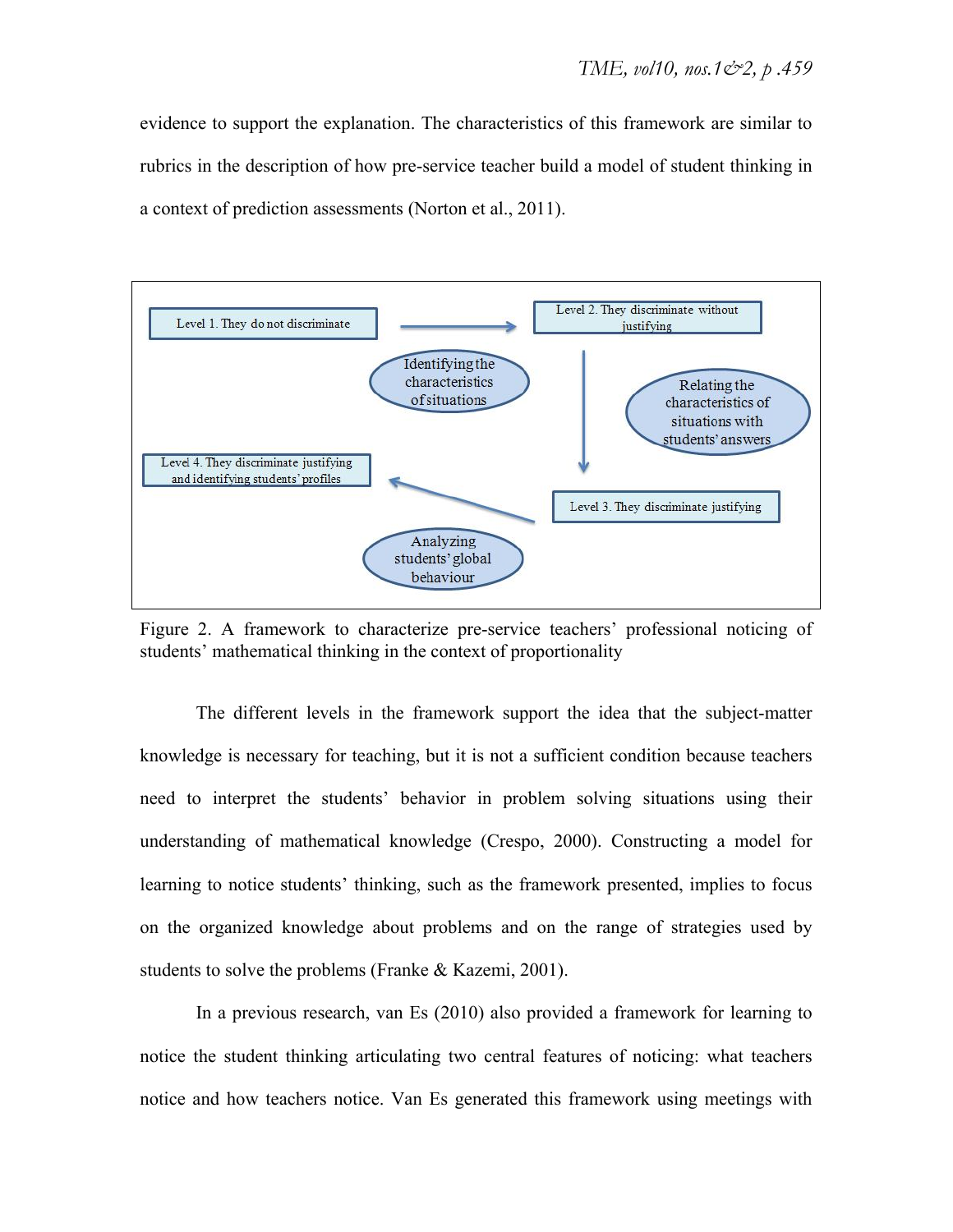evidence to support the explanation. The characteristics of this framework are similar to rubrics in the description of how pre-service teacher build a model of student thinking in a context of prediction assessments (Norton et al., 2011).

Level 1. They do not discriminate

Level 2. They discriminate without justifying

Identifying the characteristics of situations

Relating the characteristics of situations with students' answers

Level 3. They discriminate justifying

Level 4. They discriminate justifying and identifying students' profiles

Analyzing students' global behaviour

Figure 2. A framework to characterize pre-service teachers' professional noticing of students' mathematical thinking in the context of proportionality

The different levels in the framework support the idea that the subject-matter knowledge is necessary for teaching, but it is not a sufficient condition because teachers need to interpret the students' behavior in problem solving situations using their understanding of mathematical knowledge (Crespo, 2000). Constructing a model for learning to notice students' thinking, such as the framework presented, implies to focus on the organized knowledge about problems and on the range of strategies used by students to solve the problems (Franke & Kazemi, 2001).

In a previous research, van Es (2010) also provided a framework for learning to notice the student thinking articulating two central features of noticing: what teachers notice and how teachers notice. Van Es generated this framework using meetings with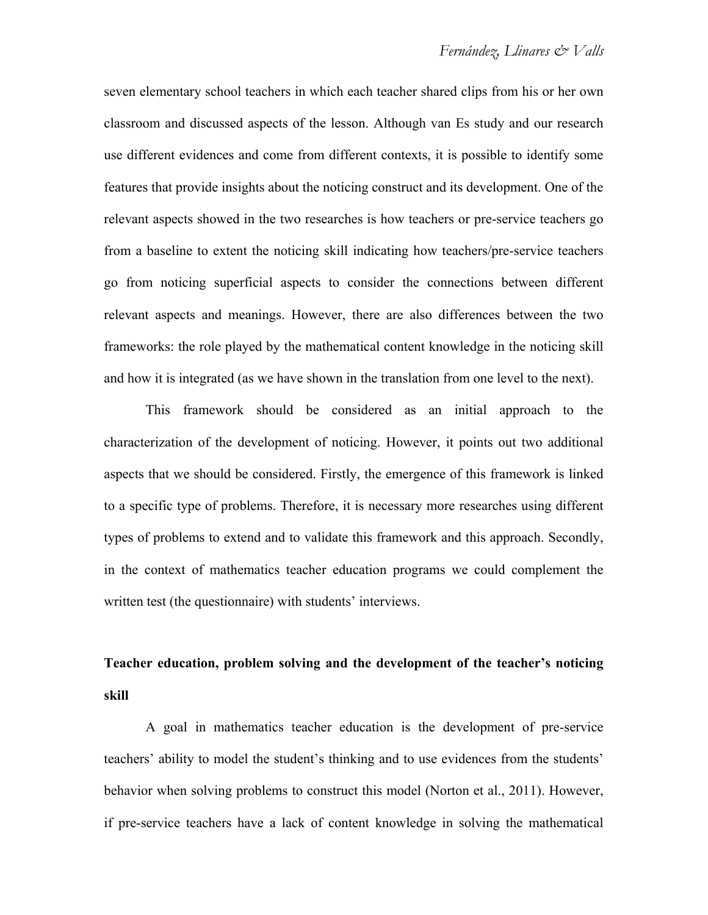seven elementary school teachers in which each teacher shared clips from his or her own classroom and discussed aspects of the lesson. Although van Es study and our research use different evidences and come from different contexts, it is possible to identify some features that provide insights about the noticing construct and its development. One of the relevant aspects showed in the two researches is how teachers or pre-service teachers go from a baseline to extent the noticing skill indicating how teachers/pre-service teachers go from noticing superficial aspects to consider the connections between different relevant aspects and meanings. However, there are also differences between the two frameworks: the role played by the mathematical content knowledge in the noticing skill and how it is integrated (as we have shown in the translation from one level to the next).

This framework should be considered as an initial approach to the characterization of the development of noticing. However, it points out two additional aspects that we should be considered. Firstly, the emergence of this framework is linked to a specific type of problems. Therefore, it is necessary more researches using different types of problems to extend and to validate this framework and this approach. Secondly, in the context of mathematics teacher education programs we could complement the written test (the questionnaire) with students' interviews.

## Teacher education, problem solving and the development of the teacher's noticing skill

A goal in mathematics teacher education is the development of pre-service teachers' ability to model the student's thinking and to use evidences from the students' behavior when solving problems to construct this model (Norton et al., 2011). However, if pre-service teachers have a lack of content knowledge in solving the mathematical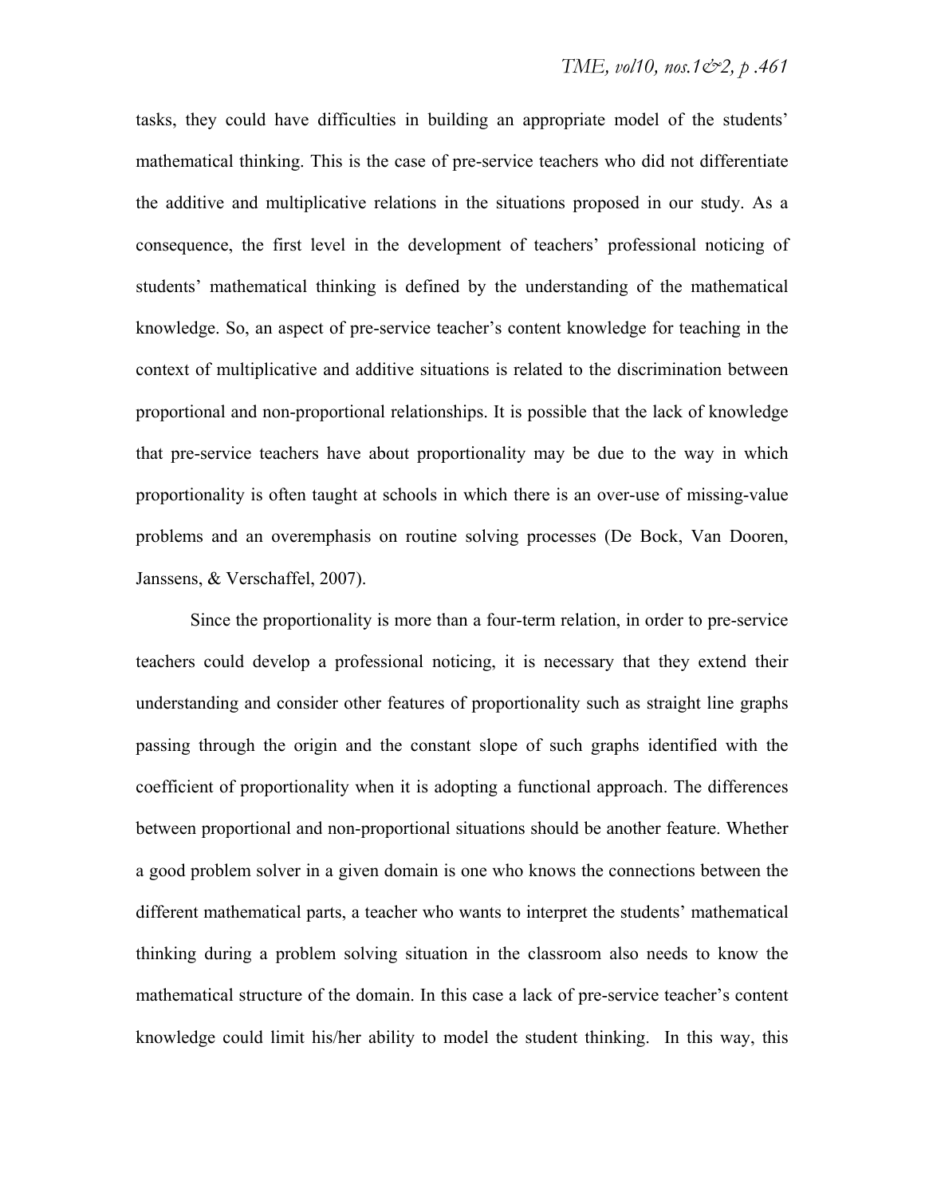tasks, they could have difficulties in building an appropriate model of the students' mathematical thinking. This is the case of pre-service teachers who did not differentiate the additive and multiplicative relations in the situations proposed in our study. As a consequence, the first level in the development of teachers' professional noticing of students' mathematical thinking is defined by the understanding of the mathematical knowledge. So, an aspect of pre-service teacher's content knowledge for teaching in the context of multiplicative and additive situations is related to the discrimination between proportional and non-proportional relationships. It is possible that the lack of knowledge that pre-service teachers have about proportionality may be due to the way in which proportionality is often taught at schools in which there is an over-use of missing-value problems and an overemphasis on routine solving processes (De Bock, Van Dooren, Janssens, & Verschaffel, 2007).

Since the proportionality is more than a four-term relation, in order to pre-service teachers could develop a professional noticing, it is necessary that they extend their understanding and consider other features of proportionality such as straight line graphs passing through the origin and the constant slope of such graphs identified with the coefficient of proportionality when it is adopting a functional approach. The differences between proportional and non-proportional situations should be another feature. Whether a good problem solver in a given domain is one who knows the connections between the different mathematical parts, a teacher who wants to interpret the students' mathematical thinking during a problem solving situation in the classroom also needs to know the mathematical structure of the domain. In this case a lack of pre-service teacher's content knowledge could limit his/her ability to model the student thinking. In this way, this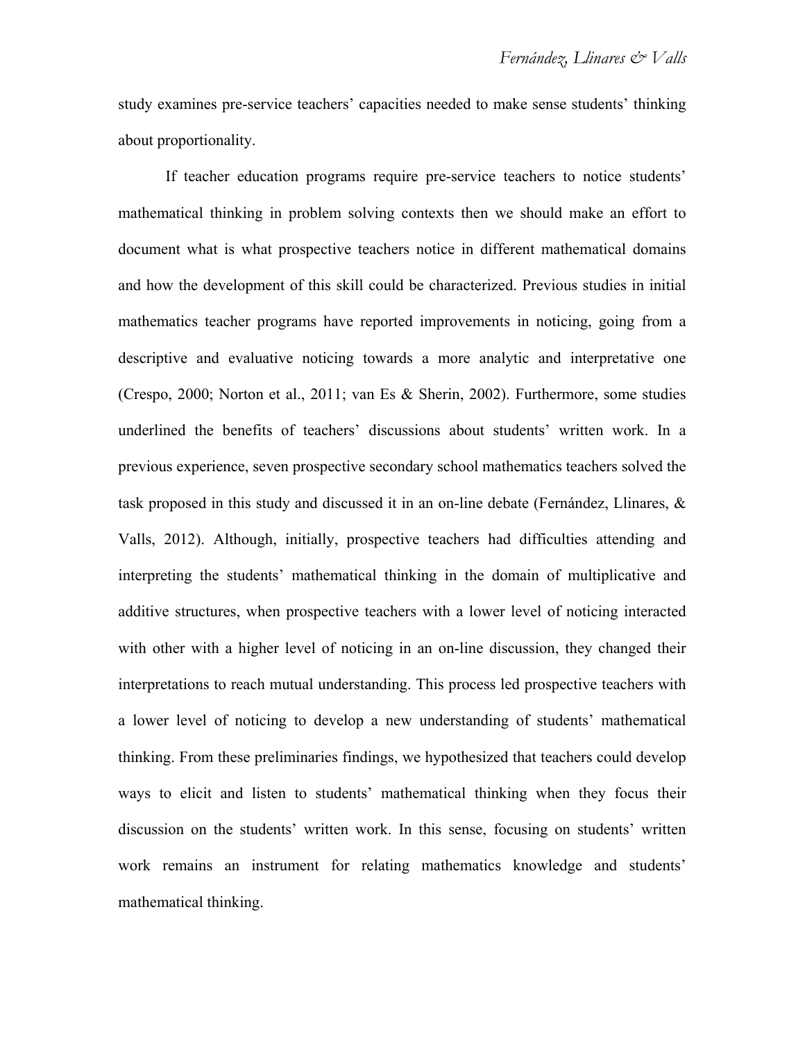study examines pre-service teachers' capacities needed to make sense students' thinking about proportionality.

If teacher education programs require pre-service teachers to notice students' mathematical thinking in problem solving contexts then we should make an effort to document what is what prospective teachers notice in different mathematical domains and how the development of this skill could be characterized. Previous studies in initial mathematics teacher programs have reported improvements in noticing, going from a descriptive and evaluative noticing towards a more analytic and interpretative one (Crespo, 2000; Norton et al., 2011; van Es & Sherin, 2002). Furthermore, some studies underlined the benefits of teachers' discussions about students' written work. In a previous experience, seven prospective secondary school mathematics teachers solved the task proposed in this study and discussed it in an on-line debate (Fernández, Llinares, & Valls, 2012). Although, initially, prospective teachers had difficulties attending and interpreting the students' mathematical thinking in the domain of multiplicative and additive structures, when prospective teachers with a lower level of noticing interacted with other with a higher level of noticing in an on-line discussion, they changed their interpretations to reach mutual understanding. This process led prospective teachers with a lower level of noticing to develop a new understanding of students' mathematical thinking. From these preliminaries findings, we hypothesized that teachers could develop ways to elicit and listen to students' mathematical thinking when they focus their discussion on the students' written work. In this sense, focusing on students' written work remains an instrument for relating mathematics knowledge and students' mathematical thinking.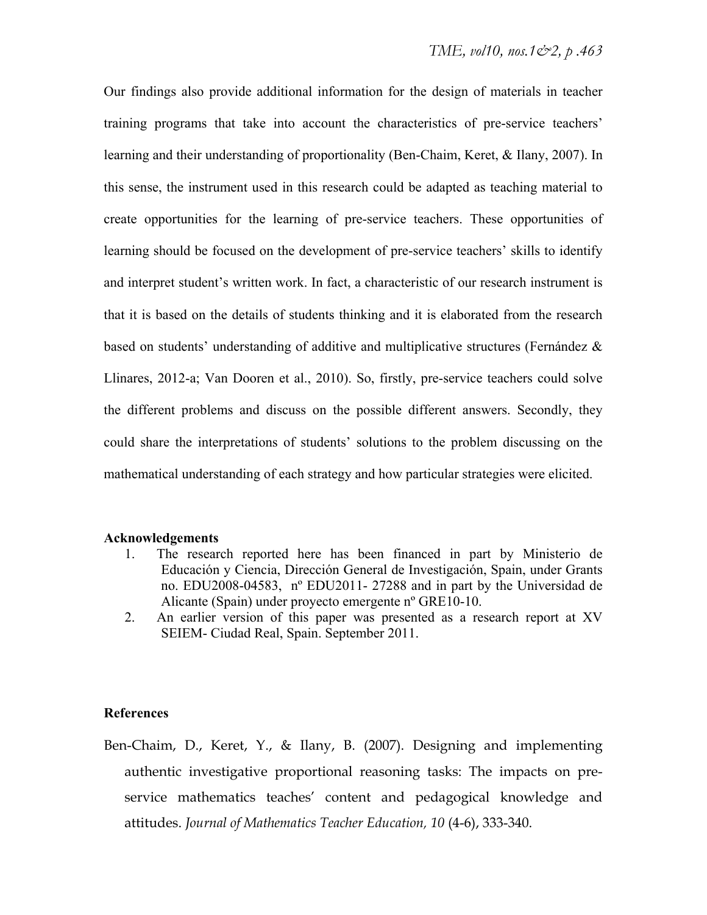Our findings also provide additional information for the design of materials in teacher training programs that take into account the characteristics of pre-service teachers' learning and their understanding of proportionality (Ben-Chaim, Keret, & Ilany, 2007). In this sense, the instrument used in this research could be adapted as teaching material to create opportunities for the learning of pre-service teachers. These opportunities of learning should be focused on the development of pre-service teachers' skills to identify and interpret student's written work. In fact, a characteristic of our research instrument is that it is based on the details of students thinking and it is elaborated from the research based on students' understanding of additive and multiplicative structures (Fernández & Llinares, 2012-a; Van Dooren et al., 2010). So, firstly, pre-service teachers could solve the different problems and discuss on the possible different answers. Secondly, they could share the interpretations of students' solutions to the problem discussing on the mathematical understanding of each strategy and how particular strategies were elicited.

**Acknowledgements**

1. The research reported here has been financed in part by Ministerio de Educación y Ciencia, Dirección General de Investigación, Spain, under Grants no. EDU2008-04583, nº EDU2011- 27288 and in part by the Universidad de Alicante (Spain) under proyecto emergente nº GRE10-10.
2. An earlier version of this paper was presented as a research report at XV SEIEM- Ciudad Real, Spain. September 2011.

**References**

Ben-Chaim, D., Keret, Y., & Ilany, B. (2007). Designing and implementing authentic investigative proportional reasoning tasks: The impacts on pre-service mathematics teaches' content and pedagogical knowledge and attitudes. *Journal of Mathematics Teacher Education, 10* (4-6), 333-340.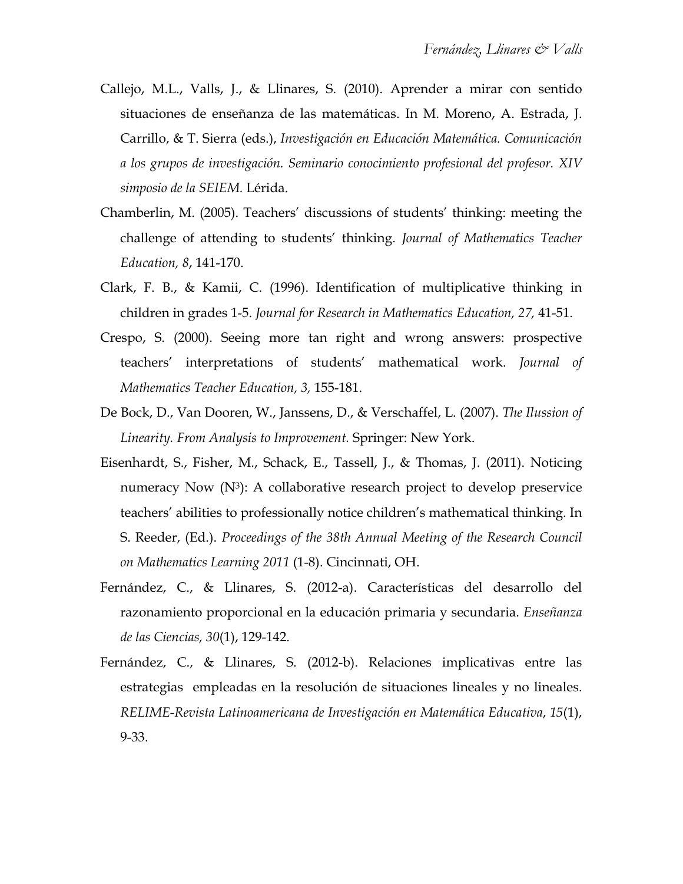Callejo, M.L., Valls, J., & Llinares, S. (2010). Aprender a mirar con sentido situaciones de enseñanza de las matemáticas. In M. Moreno, A. Estrada, J. Carrillo, & T. Sierra (eds.), *Investigación en Educación Matemática. Comunicación a los grupos de investigación. Seminario conocimiento profesional del profesor. XIV simposio de la SEIEM.* Lérida.

Chamberlin, M. (2005). Teachers' discussions of students' thinking: meeting the challenge of attending to students' thinking. *Journal of Mathematics Teacher Education, 8*, 141-170.

Clark, F. B., & Kamii, C. (1996). Identification of multiplicative thinking in children in grades 1-5. *Journal for Research in Mathematics Education, 27,* 41-51.

Crespo, S. (2000). Seeing more tan right and wrong answers: prospective teachers' interpretations of students' mathematical work. *Journal of Mathematics Teacher Education, 3,* 155-181.

De Bock, D., Van Dooren, W., Janssens, D., & Verschaffel, L. (2007). *The Ilussion of Linearity. From Analysis to Improvement.* Springer: New York.

Eisenhardt, S., Fisher, M., Schack, E., Tassell, J., & Thomas, J. (2011). Noticing numeracy Now ($N^3$): A collaborative research project to develop preservice teachers' abilities to professionally notice children's mathematical thinking. In S. Reeder, (Ed.). *Proceedings of the 38th Annual Meeting of the Research Council on Mathematics Learning 2011* (1-8). Cincinnati, OH.

Fernández, C., & Llinares, S. (2012-a). Características del desarrollo del razonamiento proporcional en la educación primaria y secundaria. *Enseñanza de las Ciencias, 30*(1), 129-142.

Fernández, C., & Llinares, S. (2012-b). Relaciones implicativas entre las estrategias empleadas en la resolución de situaciones lineales y no lineales. *RELIME-Revista Latinoamericana de Investigación en Matemática Educativa*, *15*(1), 9-33.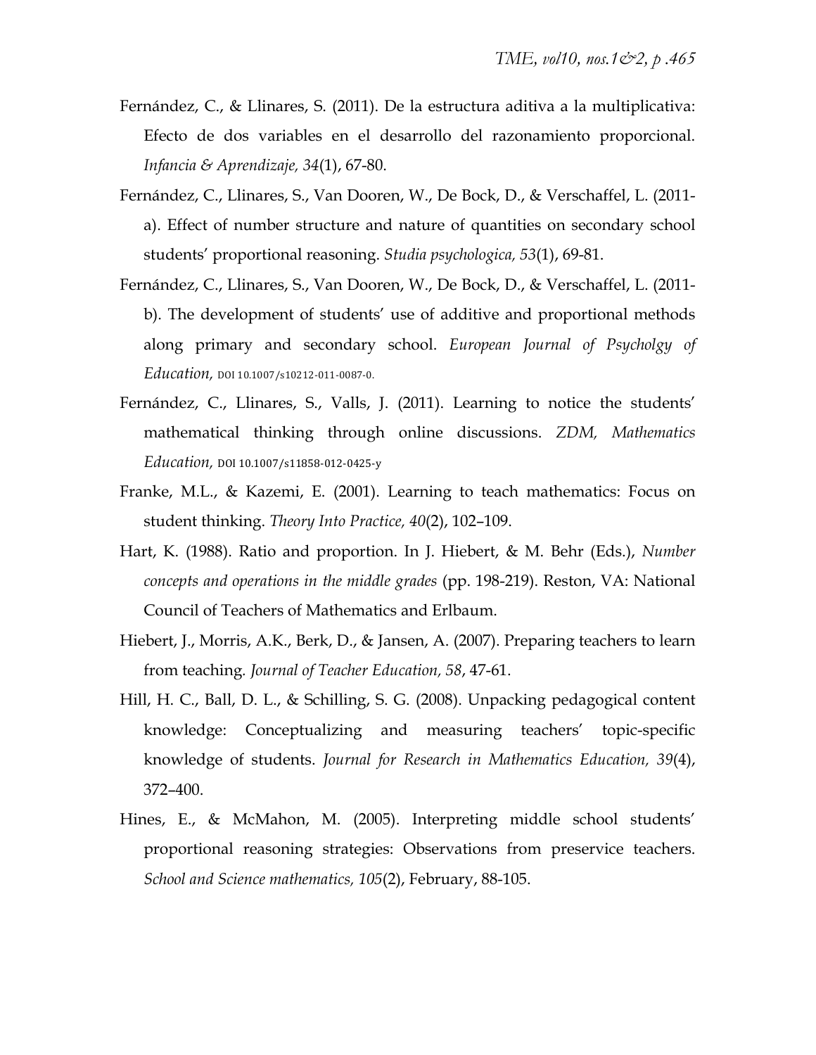Fernández, C., & Llinares, S. (2011). De la estructura aditiva a la multiplicativa: Efecto de dos variables en el desarrollo del razonamiento proporcional. *Infancia & Aprendizaje, 34*(1), 67-80.

Fernández, C., Llinares, S., Van Dooren, W., De Bock, D., & Verschaffel, L. (2011-a). Effect of number structure and nature of quantities on secondary school students' proportional reasoning. *Studia psychologica, 53*(1), 69-81.

Fernández, C., Llinares, S., Van Dooren, W., De Bock, D., & Verschaffel, L. (2011-b). The development of students' use of additive and proportional methods along primary and secondary school. *European Journal of Psycholgy of Education*, DOI 10.1007/s10212-011-0087-0.

Fernández, C., Llinares, S., Valls, J. (2011). Learning to notice the students' mathematical thinking through online discussions. *ZDM, Mathematics Education*, DOI 10.1007/s11858-012-0425-y

Franke, M.L., & Kazemi, E. (2001). Learning to teach mathematics: Focus on student thinking. *Theory Into Practice, 40*(2), 102–109.

Hart, K. (1988). Ratio and proportion. In J. Hiebert, & M. Behr (Eds.), *Number concepts and operations in the middle grades* (pp. 198-219). Reston, VA: National Council of Teachers of Mathematics and Erlbaum.

Hiebert, J., Morris, A.K., Berk, D., & Jansen, A. (2007). Preparing teachers to learn from teaching. *Journal of Teacher Education, 58*, 47-61.

Hill, H. C., Ball, D. L., & Schilling, S. G. (2008). Unpacking pedagogical content knowledge: Conceptualizing and measuring teachers' topic-specific knowledge of students. *Journal for Research in Mathematics Education, 39*(4), 372–400.

Hines, E., & McMahon, M. (2005). Interpreting middle school students' proportional reasoning strategies: Observations from preservice teachers. *School and Science mathematics, 105*(2), February, 88-105.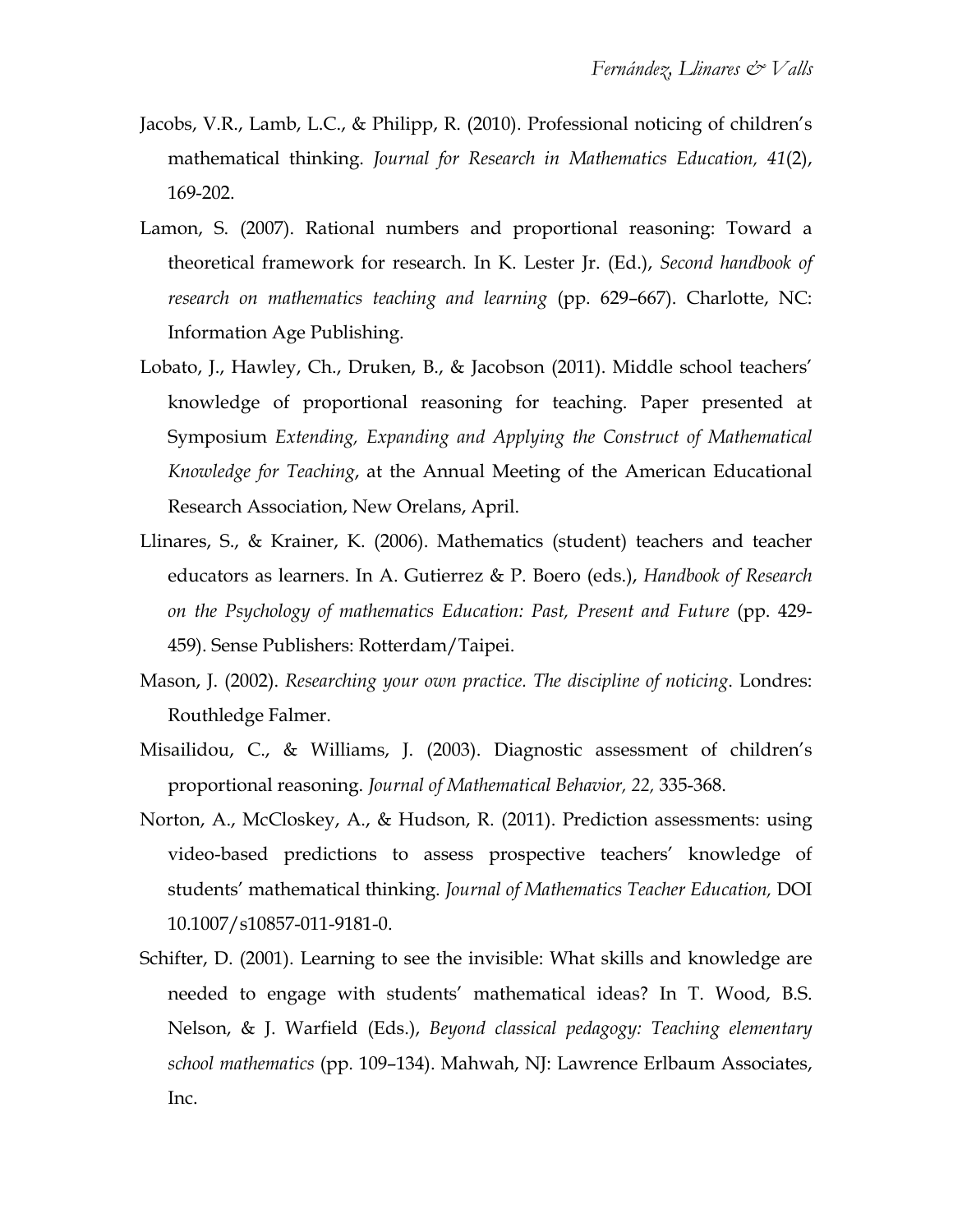Jacobs, V.R., Lamb, L.C., & Philipp, R. (2010). Professional noticing of children's mathematical thinking. *Journal for Research in Mathematics Education, 41*(2), 169-202.

Lamon, S. (2007). Rational numbers and proportional reasoning: Toward a theoretical framework for research. In K. Lester Jr. (Ed.), *Second handbook of research on mathematics teaching and learning* (pp. 629–667). Charlotte, NC: Information Age Publishing.

Lobato, J., Hawley, Ch., Druken, B., & Jacobson (2011). Middle school teachers' knowledge of proportional reasoning for teaching. Paper presented at Symposium *Extending, Expanding and Applying the Construct of Mathematical Knowledge for Teaching*, at the Annual Meeting of the American Educational Research Association, New Orelans, April.

Llinares, S., & Krainer, K. (2006). Mathematics (student) teachers and teacher educators as learners. In A. Gutierrez & P. Boero (eds.), *Handbook of Research on the Psychology of mathematics Education: Past, Present and Future* (pp. 429-459). Sense Publishers: Rotterdam/Taipei.

Mason, J. (2002). *Researching your own practice. The discipline of noticing*. Londres: Routhledge Falmer.

Misailidou, C., & Williams, J. (2003). Diagnostic assessment of children's proportional reasoning. *Journal of Mathematical Behavior, 22,* 335-368.

Norton, A., McCloskey, A., & Hudson, R. (2011). Prediction assessments: using video-based predictions to assess prospective teachers' knowledge of students' mathematical thinking. *Journal of Mathematics Teacher Education,* DOI 10.1007/s10857-011-9181-0.

Schifter, D. (2001). Learning to see the invisible: What skills and knowledge are needed to engage with students' mathematical ideas? In T. Wood, B.S. Nelson, & J. Warfield (Eds.), *Beyond classical pedagogy: Teaching elementary school mathematics* (pp. 109–134). Mahwah, NJ: Lawrence Erlbaum Associates, Inc.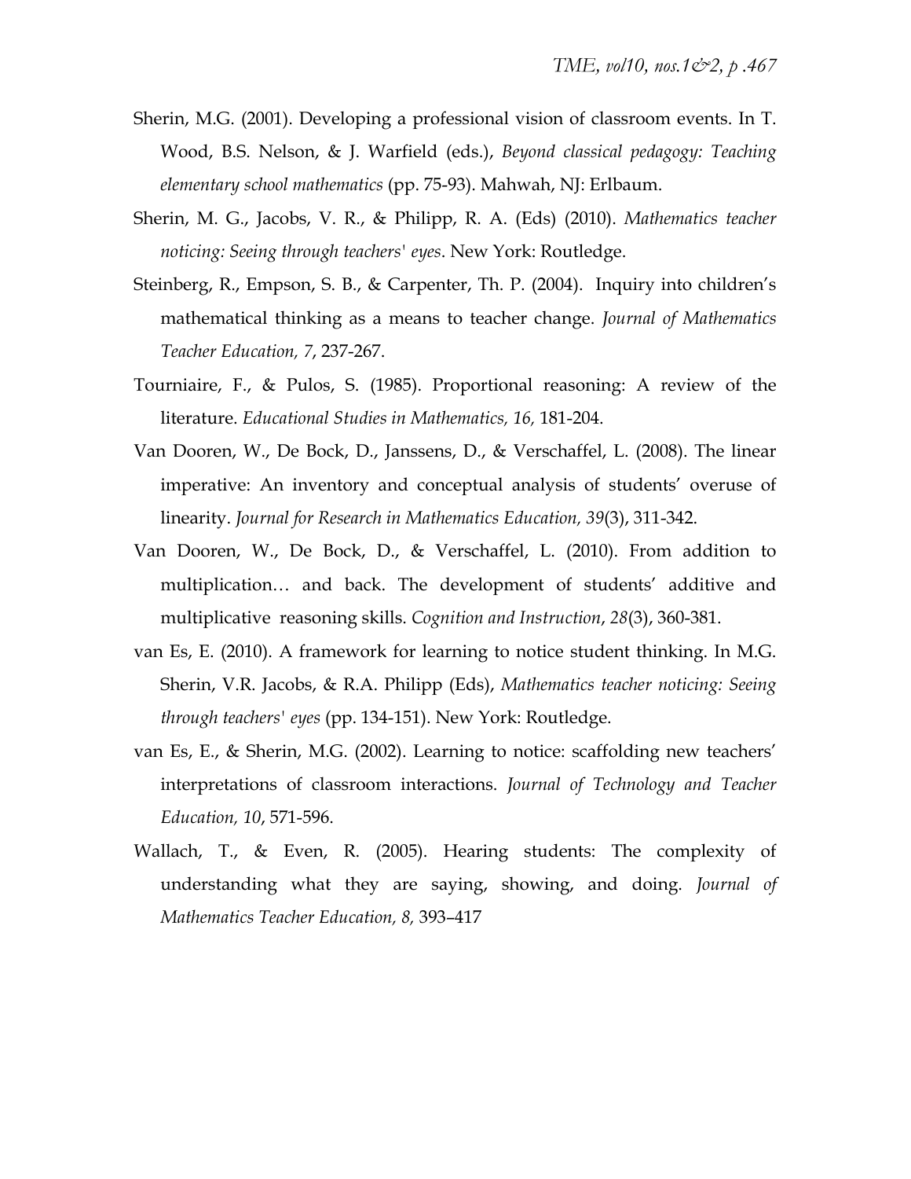Sherin, M.G. (2001). Developing a professional vision of classroom events. In T. Wood, B.S. Nelson, & J. Warfield (eds.), *Beyond classical pedagogy: Teaching elementary school mathematics* (pp. 75-93). Mahwah, NJ: Erlbaum.

Sherin, M. G., Jacobs, V. R., & Philipp, R. A. (Eds) (2010). *Mathematics teacher noticing: Seeing through teachers' eyes*. New York: Routledge.

Steinberg, R., Empson, S. B., & Carpenter, Th. P. (2004). Inquiry into children's mathematical thinking as a means to teacher change. *Journal of Mathematics Teacher Education, 7*, 237-267.

Tourniaire, F., & Pulos, S. (1985). Proportional reasoning: A review of the literature. *Educational Studies in Mathematics, 16,* 181-204.

Van Dooren, W., De Bock, D., Janssens, D., & Verschaffel, L. (2008). The linear imperative: An inventory and conceptual analysis of students' overuse of linearity. *Journal for Research in Mathematics Education, 39*(3), 311-342.

Van Dooren, W., De Bock, D., & Verschaffel, L. (2010). From addition to multiplication… and back. The development of students' additive and multiplicative reasoning skills. *Cognition and Instruction*, *28*(3), 360-381.

van Es, E. (2010). A framework for learning to notice student thinking. In M.G. Sherin, V.R. Jacobs, & R.A. Philipp (Eds), *Mathematics teacher noticing: Seeing through teachers' eyes* (pp. 134-151). New York: Routledge.

van Es, E., & Sherin, M.G. (2002). Learning to notice: scaffolding new teachers' interpretations of classroom interactions. *Journal of Technology and Teacher Education, 10*, 571-596.

Wallach, T., & Even, R. (2005). Hearing students: The complexity of understanding what they are saying, showing, and doing. *Journal of Mathematics Teacher Education, 8,* 393–417